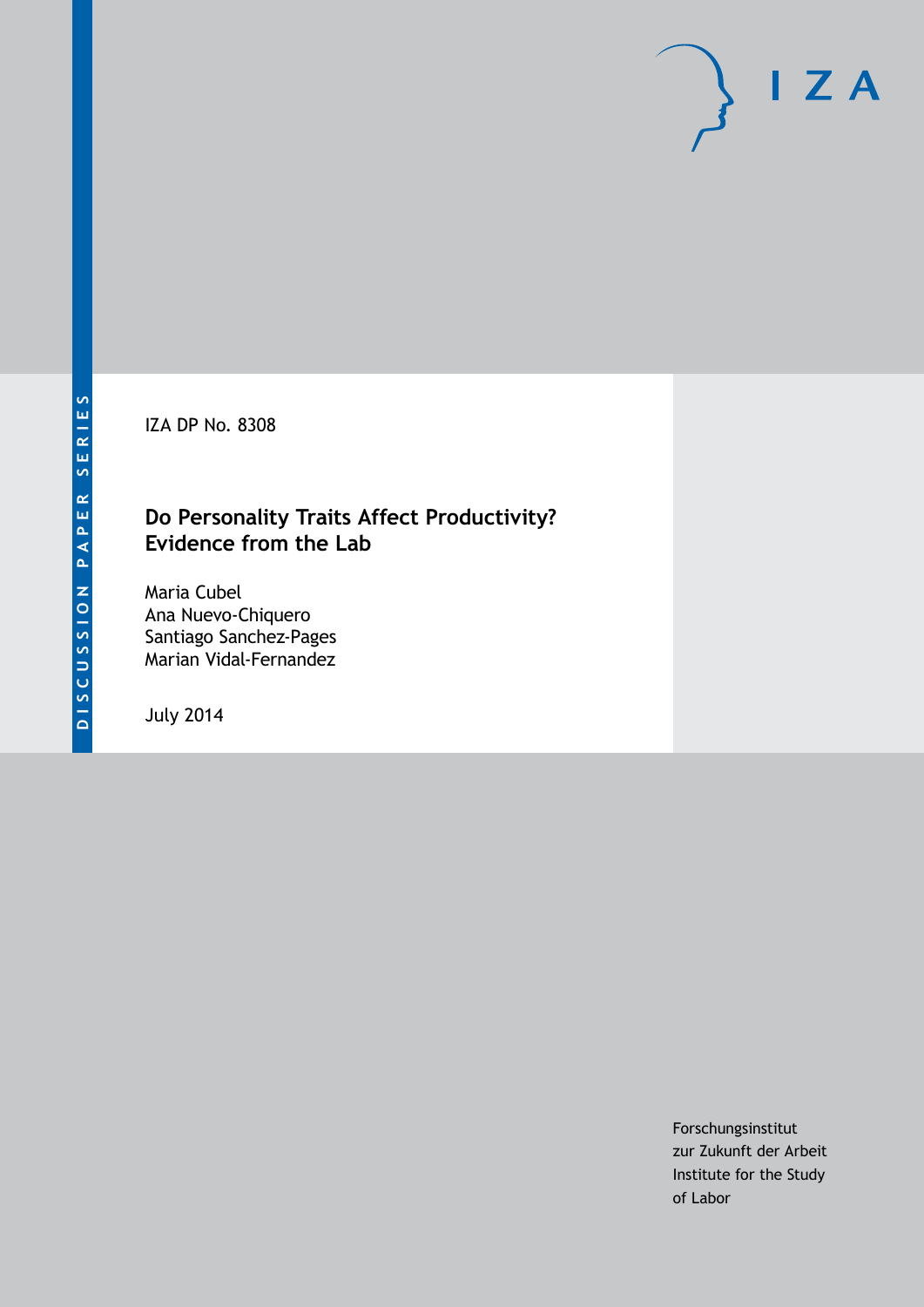DISCUSSION PAPER SERIES

IZA DP No. 8308

# Do Personality Traits Affect Productivity? Evidence from the Lab

Maria Cubel
Ana Nuevo-Chiquero
Santiago Sanchez-Pages
Marian Vidal-Fernandez

July 2014

Forschungsinstitut
zur Zukunft der Arbeit
Institute for the Study
of Labor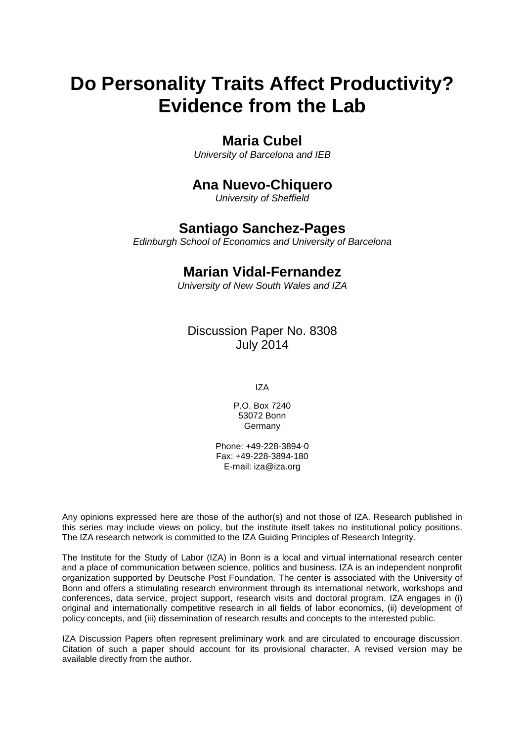# Do Personality Traits Affect Productivity? Evidence from the Lab

## Maria Cubel

*University of Barcelona and IEB*

## Ana Nuevo-Chiquero

*University of Sheffield*

## Santiago Sanchez-Pages

*Edinburgh School of Economics and University of Barcelona*

## Marian Vidal-Fernandez

*University of New South Wales and IZA*

Discussion Paper No. 8308
July 2014

IZA

P.O. Box 7240
53072 Bonn
Germany

Phone: +49-228-3894-0
Fax: +49-228-3894-180
E-mail: iza@iza.org

Any opinions expressed here are those of the author(s) and not those of IZA. Research published in this series may include views on policy, but the institute itself takes no institutional policy positions. The IZA research network is committed to the IZA Guiding Principles of Research Integrity.

The Institute for the Study of Labor (IZA) in Bonn is a local and virtual international research center and a place of communication between science, politics and business. IZA is an independent nonprofit organization supported by Deutsche Post Foundation. The center is associated with the University of Bonn and offers a stimulating research environment through its international network, workshops and conferences, data service, project support, research visits and doctoral program. IZA engages in (i) original and internationally competitive research in all fields of labor economics, (ii) development of policy concepts, and (iii) dissemination of research results and concepts to the interested public.

IZA Discussion Papers often represent preliminary work and are circulated to encourage discussion. Citation of such a paper should account for its provisional character. A revised version may be available directly from the author.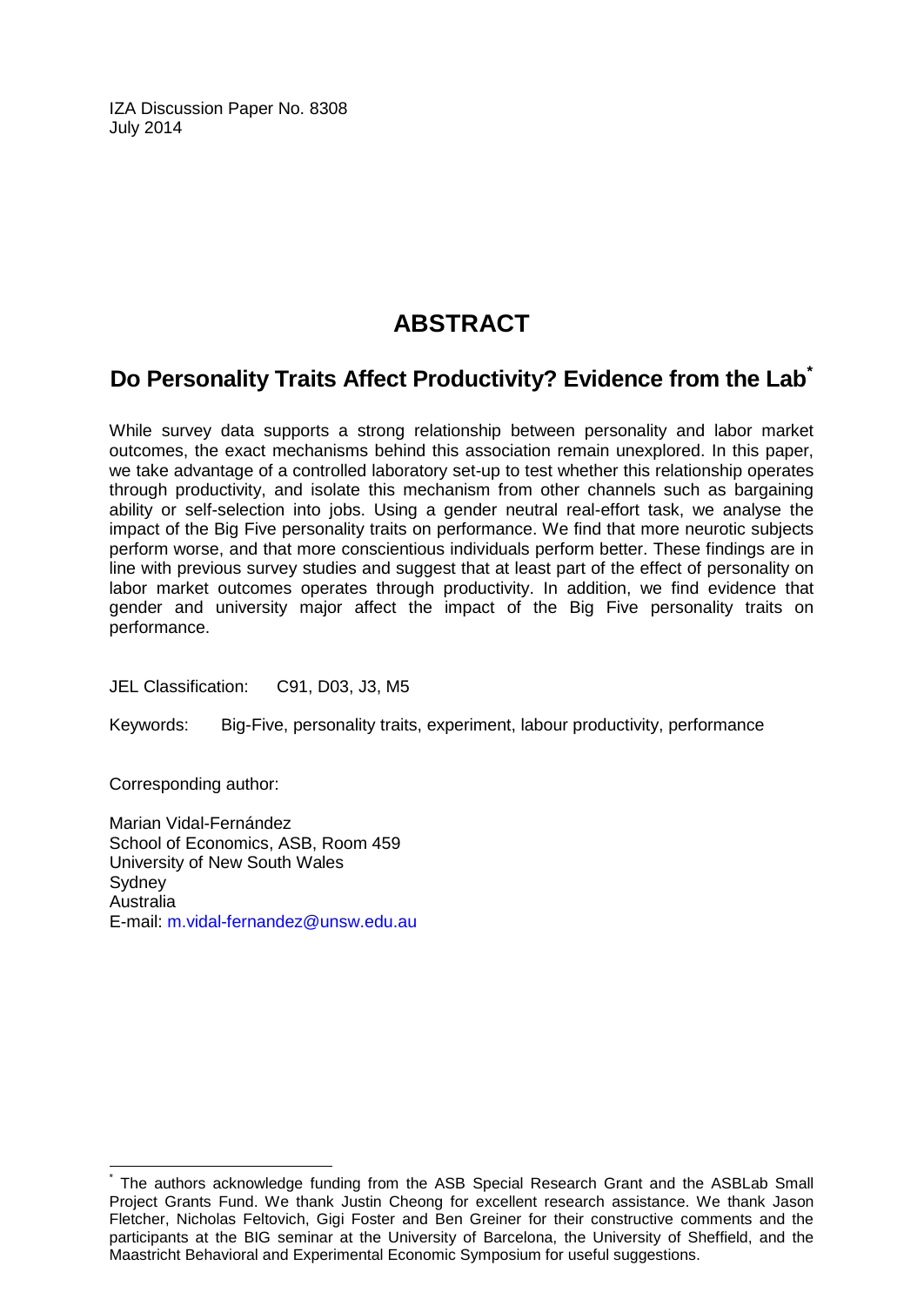IZA Discussion Paper No. 8308
July 2014

# ABSTRACT

## Do Personality Traits Affect Productivity? Evidence from the Lab[*]

While survey data supports a strong relationship between personality and labor market outcomes, the exact mechanisms behind this association remain unexplored. In this paper, we take advantage of a controlled laboratory set-up to test whether this relationship operates through productivity, and isolate this mechanism from other channels such as bargaining ability or self-selection into jobs. Using a gender neutral real-effort task, we analyse the impact of the Big Five personality traits on performance. We find that more neurotic subjects perform worse, and that more conscientious individuals perform better. These findings are in line with previous survey studies and suggest that at least part of the effect of personality on labor market outcomes operates through productivity. In addition, we find evidence that gender and university major affect the impact of the Big Five personality traits on performance.

JEL Classification: C91, D03, J3, M5

Keywords: Big-Five, personality traits, experiment, labour productivity, performance

Corresponding author:

Marian Vidal-Fernández
School of Economics, ASB, Room 459
University of New South Wales
Sydney
Australia
E-mail: m.vidal-fernandez@unsw.edu.au

[*] The authors acknowledge funding from the ASB Special Research Grant and the ASBLab Small Project Grants Fund. We thank Justin Cheong for excellent research assistance. We thank Jason Fletcher, Nicholas Feltovich, Gigi Foster and Ben Greiner for their constructive comments and the participants at the BIG seminar at the University of Barcelona, the University of Sheffield, and the Maastricht Behavioral and Experimental Economic Symposium for useful suggestions.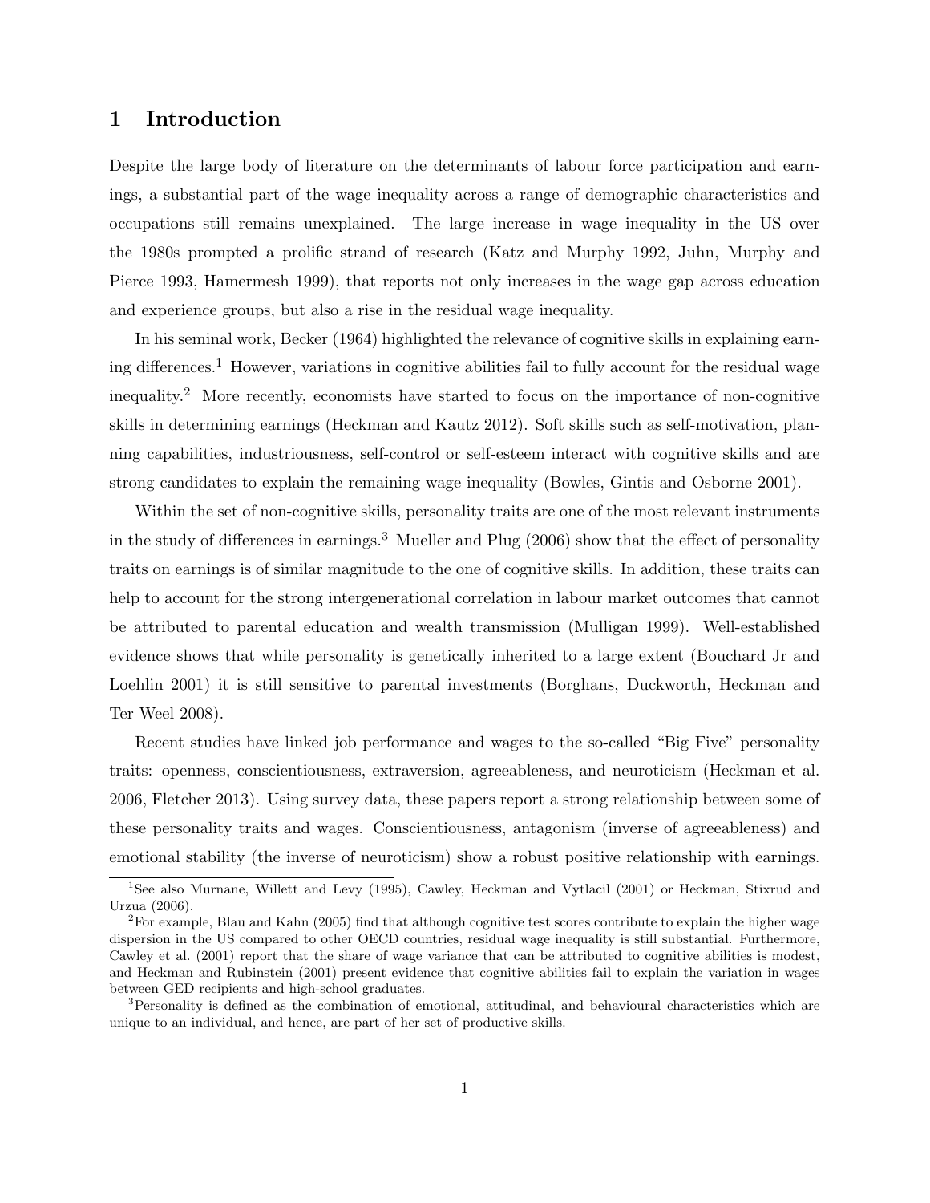# 1 Introduction

Despite the large body of literature on the determinants of labour force participation and earnings, a substantial part of the wage inequality across a range of demographic characteristics and occupations still remains unexplained. The large increase in wage inequality in the US over the 1980s prompted a prolific strand of research (Katz and Murphy 1992, Juhn, Murphy and Pierce 1993, Hamermesh 1999), that reports not only increases in the wage gap across education and experience groups, but also a rise in the residual wage inequality.

In his seminal work, Becker (1964) highlighted the relevance of cognitive skills in explaining earning differences.[1] However, variations in cognitive abilities fail to fully account for the residual wage inequality.[2] More recently, economists have started to focus on the importance of non-cognitive skills in determining earnings (Heckman and Kautz 2012). Soft skills such as self-motivation, planning capabilities, industriousness, self-control or self-esteem interact with cognitive skills and are strong candidates to explain the remaining wage inequality (Bowles, Gintis and Osborne 2001).

Within the set of non-cognitive skills, personality traits are one of the most relevant instruments in the study of differences in earnings.[3] Mueller and Plug (2006) show that the effect of personality traits on earnings is of similar magnitude to the one of cognitive skills. In addition, these traits can help to account for the strong intergenerational correlation in labour market outcomes that cannot be attributed to parental education and wealth transmission (Mulligan 1999). Well-established evidence shows that while personality is genetically inherited to a large extent (Bouchard Jr and Loehlin 2001) it is still sensitive to parental investments (Borghans, Duckworth, Heckman and Ter Weel 2008).

Recent studies have linked job performance and wages to the so-called "Big Five" personality traits: openness, conscientiousness, extraversion, agreeableness, and neuroticism (Heckman et al. 2006, Fletcher 2013). Using survey data, these papers report a strong relationship between some of these personality traits and wages. Conscientiousness, antagonism (inverse of agreeableness) and emotional stability (the inverse of neuroticism) show a robust positive relationship with earnings.

[1] See also Murnane, Willett and Levy (1995), Cawley, Heckman and Vytlacil (2001) or Heckman, Stixrud and Urzua (2006).

[2] For example, Blau and Kahn (2005) find that although cognitive test scores contribute to explain the higher wage dispersion in the US compared to other OECD countries, residual wage inequality is still substantial. Furthermore, Cawley et al. (2001) report that the share of wage variance that can be attributed to cognitive abilities is modest, and Heckman and Rubinstein (2001) present evidence that cognitive abilities fail to explain the variation in wages between GED recipients and high-school graduates.

[3] Personality is defined as the combination of emotional, attitudinal, and behavioural characteristics which are unique to an individual, and hence, are part of her set of productive skills.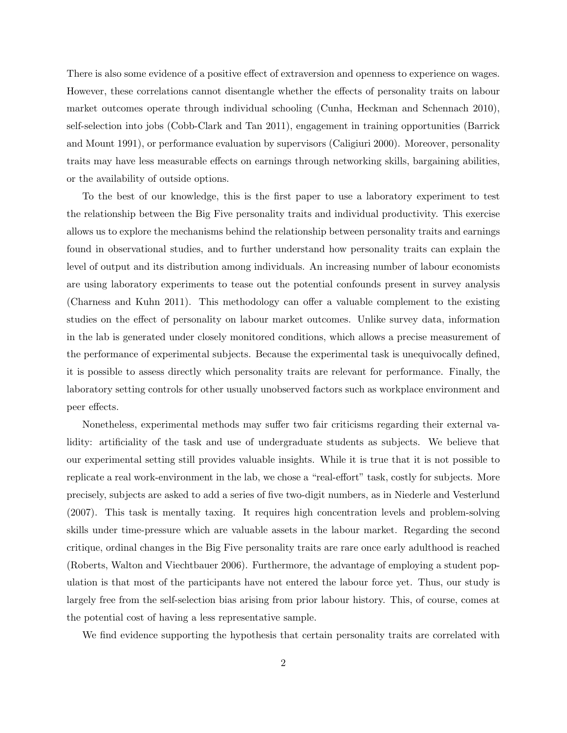There is also some evidence of a positive effect of extraversion and openness to experience on wages. However, these correlations cannot disentangle whether the effects of personality traits on labour market outcomes operate through individual schooling (Cunha, Heckman and Schennach 2010), self-selection into jobs (Cobb-Clark and Tan 2011), engagement in training opportunities (Barrick and Mount 1991), or performance evaluation by supervisors (Caligiuri 2000). Moreover, personality traits may have less measurable effects on earnings through networking skills, bargaining abilities, or the availability of outside options.

To the best of our knowledge, this is the first paper to use a laboratory experiment to test the relationship between the Big Five personality traits and individual productivity. This exercise allows us to explore the mechanisms behind the relationship between personality traits and earnings found in observational studies, and to further understand how personality traits can explain the level of output and its distribution among individuals. An increasing number of labour economists are using laboratory experiments to tease out the potential confounds present in survey analysis (Charness and Kuhn 2011). This methodology can offer a valuable complement to the existing studies on the effect of personality on labour market outcomes. Unlike survey data, information in the lab is generated under closely monitored conditions, which allows a precise measurement of the performance of experimental subjects. Because the experimental task is unequivocally defined, it is possible to assess directly which personality traits are relevant for performance. Finally, the laboratory setting controls for other usually unobserved factors such as workplace environment and peer effects.

Nonetheless, experimental methods may suffer two fair criticisms regarding their external validity: artificiality of the task and use of undergraduate students as subjects. We believe that our experimental setting still provides valuable insights. While it is true that it is not possible to replicate a real work-environment in the lab, we chose a "real-effort" task, costly for subjects. More precisely, subjects are asked to add a series of five two-digit numbers, as in Niederle and Vesterlund (2007). This task is mentally taxing. It requires high concentration levels and problem-solving skills under time-pressure which are valuable assets in the labour market. Regarding the second critique, ordinal changes in the Big Five personality traits are rare once early adulthood is reached (Roberts, Walton and Viechtbauer 2006). Furthermore, the advantage of employing a student population is that most of the participants have not entered the labour force yet. Thus, our study is largely free from the self-selection bias arising from prior labour history. This, of course, comes at the potential cost of having a less representative sample.

We find evidence supporting the hypothesis that certain personality traits are correlated with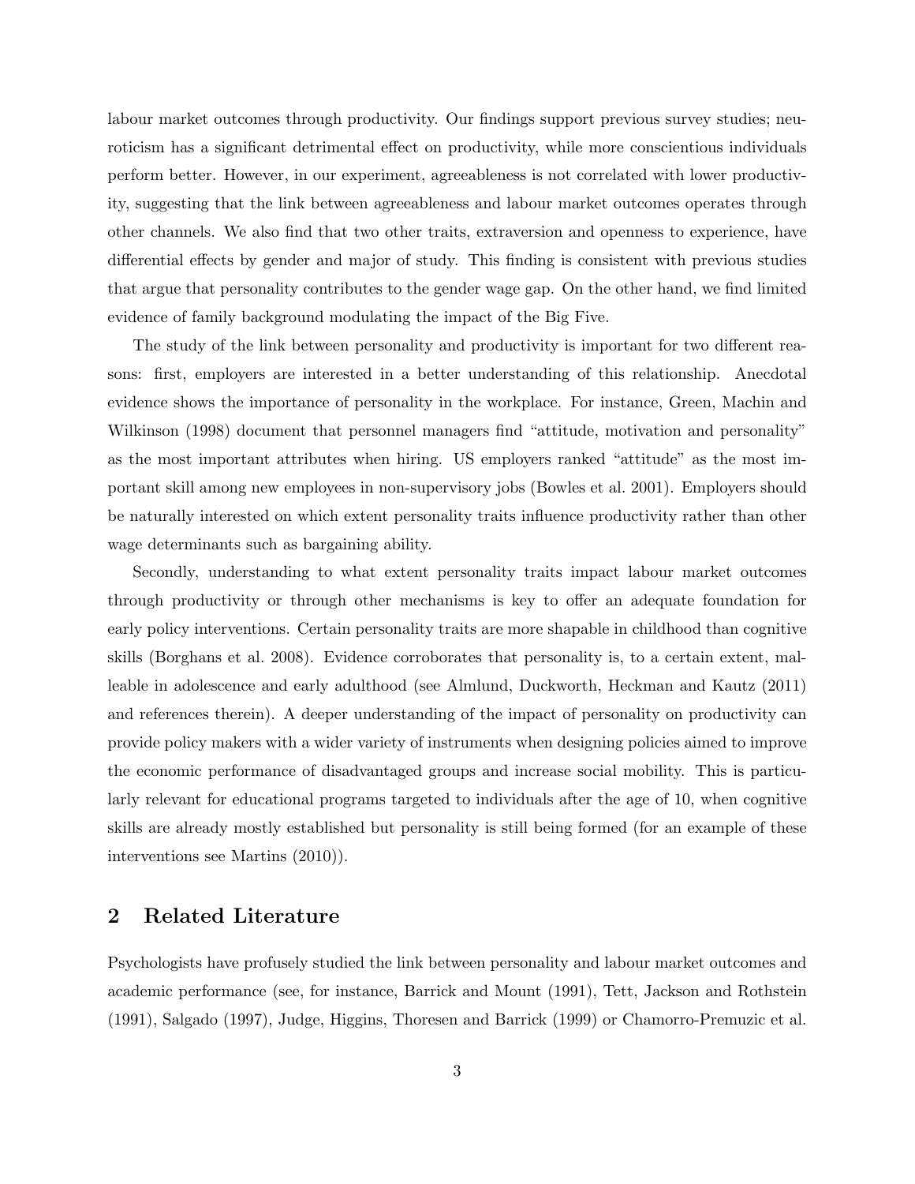labour market outcomes through productivity. Our findings support previous survey studies; neuroticism has a significant detrimental effect on productivity, while more conscientious individuals perform better. However, in our experiment, agreeableness is not correlated with lower productivity, suggesting that the link between agreeableness and labour market outcomes operates through other channels. We also find that two other traits, extraversion and openness to experience, have differential effects by gender and major of study. This finding is consistent with previous studies that argue that personality contributes to the gender wage gap. On the other hand, we find limited evidence of family background modulating the impact of the Big Five.

The study of the link between personality and productivity is important for two different reasons: first, employers are interested in a better understanding of this relationship. Anecdotal evidence shows the importance of personality in the workplace. For instance, Green, Machin and Wilkinson (1998) document that personnel managers find "attitude, motivation and personality" as the most important attributes when hiring. US employers ranked "attitude" as the most important skill among new employees in non-supervisory jobs (Bowles et al. 2001). Employers should be naturally interested on which extent personality traits influence productivity rather than other wage determinants such as bargaining ability.

Secondly, understanding to what extent personality traits impact labour market outcomes through productivity or through other mechanisms is key to offer an adequate foundation for early policy interventions. Certain personality traits are more shapable in childhood than cognitive skills (Borghans et al. 2008). Evidence corroborates that personality is, to a certain extent, malleable in adolescence and early adulthood (see Almlund, Duckworth, Heckman and Kautz (2011) and references therein). A deeper understanding of the impact of personality on productivity can provide policy makers with a wider variety of instruments when designing policies aimed to improve the economic performance of disadvantaged groups and increase social mobility. This is particularly relevant for educational programs targeted to individuals after the age of 10, when cognitive skills are already mostly established but personality is still being formed (for an example of these interventions see Martins (2010)).

## 2 Related Literature

Psychologists have profusely studied the link between personality and labour market outcomes and academic performance (see, for instance, Barrick and Mount (1991), Tett, Jackson and Rothstein (1991), Salgado (1997), Judge, Higgins, Thoresen and Barrick (1999) or Chamorro-Premuzic et al.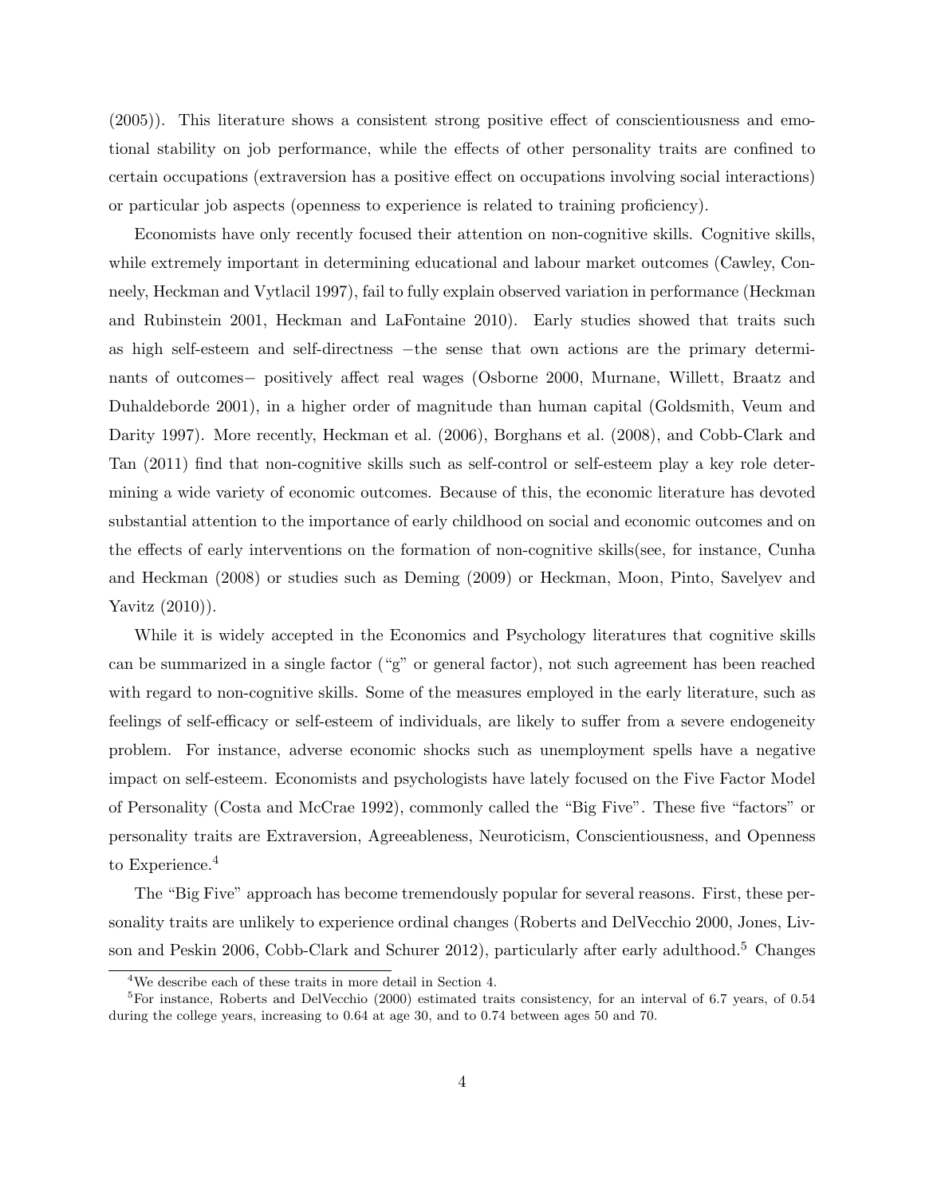(2005)). This literature shows a consistent strong positive effect of conscientiousness and emotional stability on job performance, while the effects of other personality traits are confined to certain occupations (extraversion has a positive effect on occupations involving social interactions) or particular job aspects (openness to experience is related to training proficiency).

Economists have only recently focused their attention on non-cognitive skills. Cognitive skills, while extremely important in determining educational and labour market outcomes (Cawley, Conneely, Heckman and Vytlacil 1997), fail to fully explain observed variation in performance (Heckman and Rubinstein 2001, Heckman and LaFontaine 2010). Early studies showed that traits such as high self-esteem and self-directness −the sense that own actions are the primary determinants of outcomes− positively affect real wages (Osborne 2000, Murnane, Willett, Braatz and Duhaldeborde 2001), in a higher order of magnitude than human capital (Goldsmith, Veum and Darity 1997). More recently, Heckman et al. (2006), Borghans et al. (2008), and Cobb-Clark and Tan (2011) find that non-cognitive skills such as self-control or self-esteem play a key role determining a wide variety of economic outcomes. Because of this, the economic literature has devoted substantial attention to the importance of early childhood on social and economic outcomes and on the effects of early interventions on the formation of non-cognitive skills(see, for instance, Cunha and Heckman (2008) or studies such as Deming (2009) or Heckman, Moon, Pinto, Savelyev and Yavitz (2010)).

While it is widely accepted in the Economics and Psychology literatures that cognitive skills can be summarized in a single factor ("g" or general factor), not such agreement has been reached with regard to non-cognitive skills. Some of the measures employed in the early literature, such as feelings of self-efficacy or self-esteem of individuals, are likely to suffer from a severe endogeneity problem. For instance, adverse economic shocks such as unemployment spells have a negative impact on self-esteem. Economists and psychologists have lately focused on the Five Factor Model of Personality (Costa and McCrae 1992), commonly called the "Big Five". These five "factors" or personality traits are Extraversion, Agreeableness, Neuroticism, Conscientiousness, and Openness to Experience.[4]

The "Big Five" approach has become tremendously popular for several reasons. First, these personality traits are unlikely to experience ordinal changes (Roberts and DelVecchio 2000, Jones, Livson and Peskin 2006, Cobb-Clark and Schurer 2012), particularly after early adulthood.[5] Changes

[4] We describe each of these traits in more detail in Section 4.

[5] For instance, Roberts and DelVecchio (2000) estimated traits consistency, for an interval of 6.7 years, of 0.54 during the college years, increasing to 0.64 at age 30, and to 0.74 between ages 50 and 70.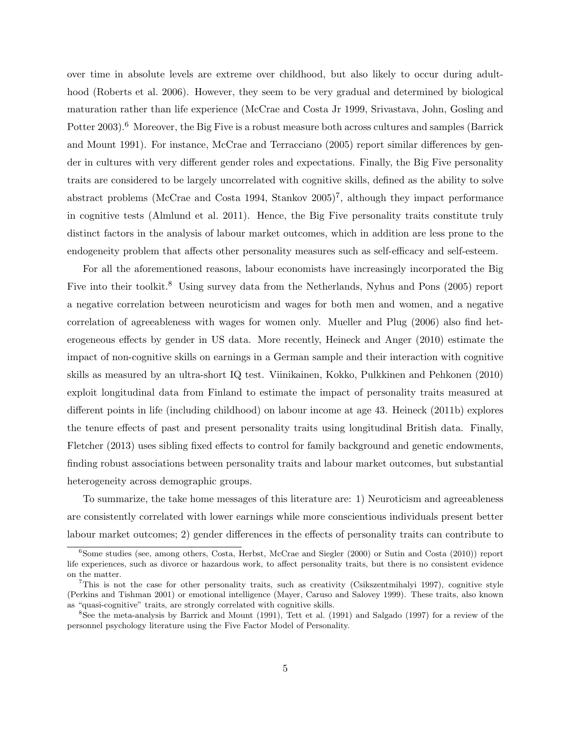over time in absolute levels are extreme over childhood, but also likely to occur during adulthood (Roberts et al. 2006). However, they seem to be very gradual and determined by biological maturation rather than life experience (McCrae and Costa Jr 1999, Srivastava, John, Gosling and Potter 2003).[6] Moreover, the Big Five is a robust measure both across cultures and samples (Barrick and Mount 1991). For instance, McCrae and Terracciano (2005) report similar differences by gender in cultures with very different gender roles and expectations. Finally, the Big Five personality traits are considered to be largely uncorrelated with cognitive skills, defined as the ability to solve abstract problems (McCrae and Costa 1994, Stankov 2005)[7], although they impact performance in cognitive tests (Almlund et al. 2011). Hence, the Big Five personality traits constitute truly distinct factors in the analysis of labour market outcomes, which in addition are less prone to the endogeneity problem that affects other personality measures such as self-efficacy and self-esteem.

For all the aforementioned reasons, labour economists have increasingly incorporated the Big Five into their toolkit.[8] Using survey data from the Netherlands, Nyhus and Pons (2005) report a negative correlation between neuroticism and wages for both men and women, and a negative correlation of agreeableness with wages for women only. Mueller and Plug (2006) also find heterogeneous effects by gender in US data. More recently, Heineck and Anger (2010) estimate the impact of non-cognitive skills on earnings in a German sample and their interaction with cognitive skills as measured by an ultra-short IQ test. Viinikainen, Kokko, Pulkkinen and Pehkonen (2010) exploit longitudinal data from Finland to estimate the impact of personality traits measured at different points in life (including childhood) on labour income at age 43. Heineck (2011b) explores the tenure effects of past and present personality traits using longitudinal British data. Finally, Fletcher (2013) uses sibling fixed effects to control for family background and genetic endowments, finding robust associations between personality traits and labour market outcomes, but substantial heterogeneity across demographic groups.

To summarize, the take home messages of this literature are: 1) Neuroticism and agreeableness are consistently correlated with lower earnings while more conscientious individuals present better labour market outcomes; 2) gender differences in the effects of personality traits can contribute to

---

[6] Some studies (see, among others, Costa, Herbst, McCrae and Siegler (2000) or Sutin and Costa (2010)) report life experiences, such as divorce or hazardous work, to affect personality traits, but there is no consistent evidence on the matter.

[7] This is not the case for other personality traits, such as creativity (Csikszentmihalyi 1997), cognitive style (Perkins and Tishman 2001) or emotional intelligence (Mayer, Caruso and Salovey 1999). These traits, also known as "quasi-cognitive" traits, are strongly correlated with cognitive skills.

[8] See the meta-analysis by Barrick and Mount (1991), Tett et al. (1991) and Salgado (1997) for a review of the personnel psychology literature using the Five Factor Model of Personality.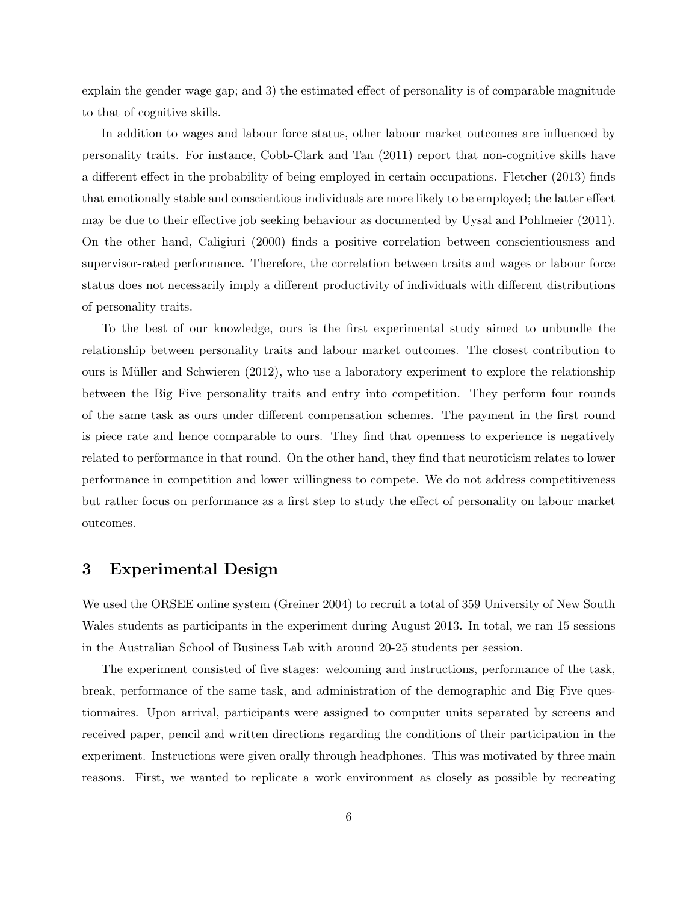explain the gender wage gap; and 3) the estimated effect of personality is of comparable magnitude to that of cognitive skills.

In addition to wages and labour force status, other labour market outcomes are influenced by personality traits. For instance, Cobb-Clark and Tan (2011) report that non-cognitive skills have a different effect in the probability of being employed in certain occupations. Fletcher (2013) finds that emotionally stable and conscientious individuals are more likely to be employed; the latter effect may be due to their effective job seeking behaviour as documented by Uysal and Pohlmeier (2011). On the other hand, Caligiuri (2000) finds a positive correlation between conscientiousness and supervisor-rated performance. Therefore, the correlation between traits and wages or labour force status does not necessarily imply a different productivity of individuals with different distributions of personality traits.

To the best of our knowledge, ours is the first experimental study aimed to unbundle the relationship between personality traits and labour market outcomes. The closest contribution to ours is Müller and Schwieren (2012), who use a laboratory experiment to explore the relationship between the Big Five personality traits and entry into competition. They perform four rounds of the same task as ours under different compensation schemes. The payment in the first round is piece rate and hence comparable to ours. They find that openness to experience is negatively related to performance in that round. On the other hand, they find that neuroticism relates to lower performance in competition and lower willingness to compete. We do not address competitiveness but rather focus on performance as a first step to study the effect of personality on labour market outcomes.

## 3 Experimental Design

We used the ORSEE online system (Greiner 2004) to recruit a total of 359 University of New South Wales students as participants in the experiment during August 2013. In total, we ran 15 sessions in the Australian School of Business Lab with around 20-25 students per session.

The experiment consisted of five stages: welcoming and instructions, performance of the task, break, performance of the same task, and administration of the demographic and Big Five questionnaires. Upon arrival, participants were assigned to computer units separated by screens and received paper, pencil and written directions regarding the conditions of their participation in the experiment. Instructions were given orally through headphones. This was motivated by three main reasons. First, we wanted to replicate a work environment as closely as possible by recreating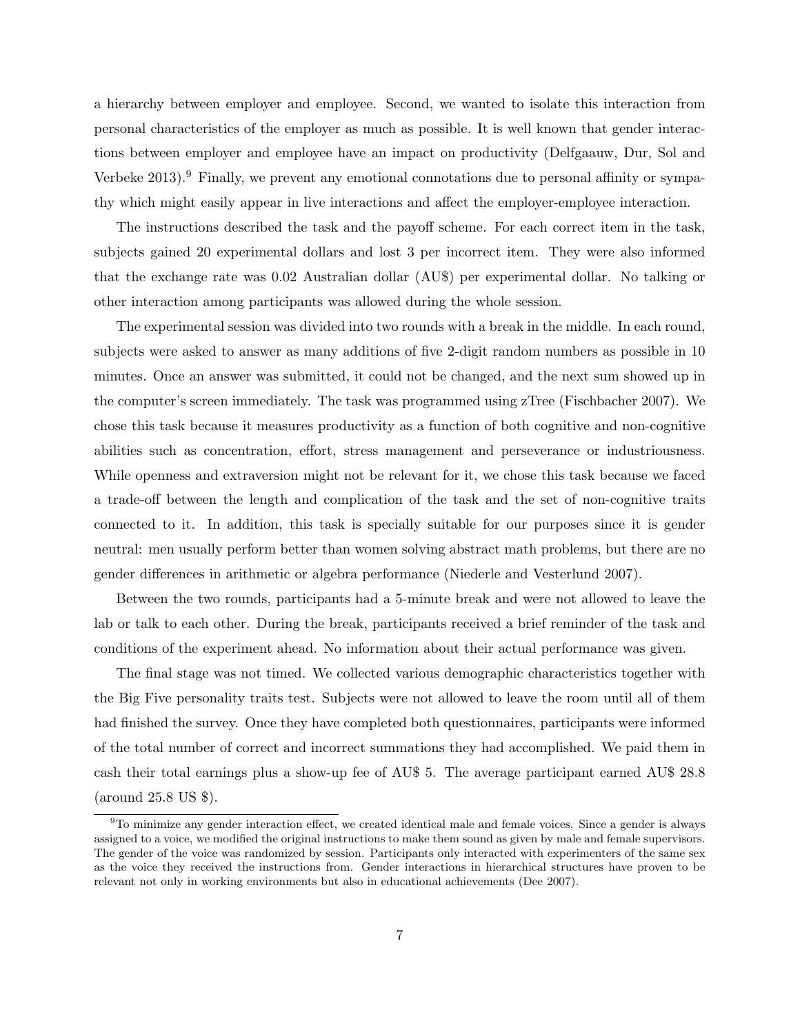a hierarchy between employer and employee. Second, we wanted to isolate this interaction from personal characteristics of the employer as much as possible. It is well known that gender interactions between employer and employee have an impact on productivity (Delfgaauw, Dur, Sol and Verbeke 2013).[9] Finally, we prevent any emotional connotations due to personal affinity or sympathy which might easily appear in live interactions and affect the employer-employee interaction.

The instructions described the task and the payoff scheme. For each correct item in the task, subjects gained 20 experimental dollars and lost 3 per incorrect item. They were also informed that the exchange rate was 0.02 Australian dollar (AU$) per experimental dollar. No talking or other interaction among participants was allowed during the whole session.

The experimental session was divided into two rounds with a break in the middle. In each round, subjects were asked to answer as many additions of five 2-digit random numbers as possible in 10 minutes. Once an answer was submitted, it could not be changed, and the next sum showed up in the computer's screen immediately. The task was programmed using zTree (Fischbacher 2007). We chose this task because it measures productivity as a function of both cognitive and non-cognitive abilities such as concentration, effort, stress management and perseverance or industriousness. While openness and extraversion might not be relevant for it, we chose this task because we faced a trade-off between the length and complication of the task and the set of non-cognitive traits connected to it. In addition, this task is specially suitable for our purposes since it is gender neutral: men usually perform better than women solving abstract math problems, but there are no gender differences in arithmetic or algebra performance (Niederle and Vesterlund 2007).

Between the two rounds, participants had a 5-minute break and were not allowed to leave the lab or talk to each other. During the break, participants received a brief reminder of the task and conditions of the experiment ahead. No information about their actual performance was given.

The final stage was not timed. We collected various demographic characteristics together with the Big Five personality traits test. Subjects were not allowed to leave the room until all of them had finished the survey. Once they have completed both questionnaires, participants were informed of the total number of correct and incorrect summations they had accomplished. We paid them in cash their total earnings plus a show-up fee of AU$ 5. The average participant earned AU$ 28.8 (around 25.8 US $).

[9] To minimize any gender interaction effect, we created identical male and female voices. Since a gender is always assigned to a voice, we modified the original instructions to make them sound as given by male and female supervisors. The gender of the voice was randomized by session. Participants only interacted with experimenters of the same sex as the voice they received the instructions from. Gender interactions in hierarchical structures have proven to be relevant not only in working environments but also in educational achievements (Dee 2007).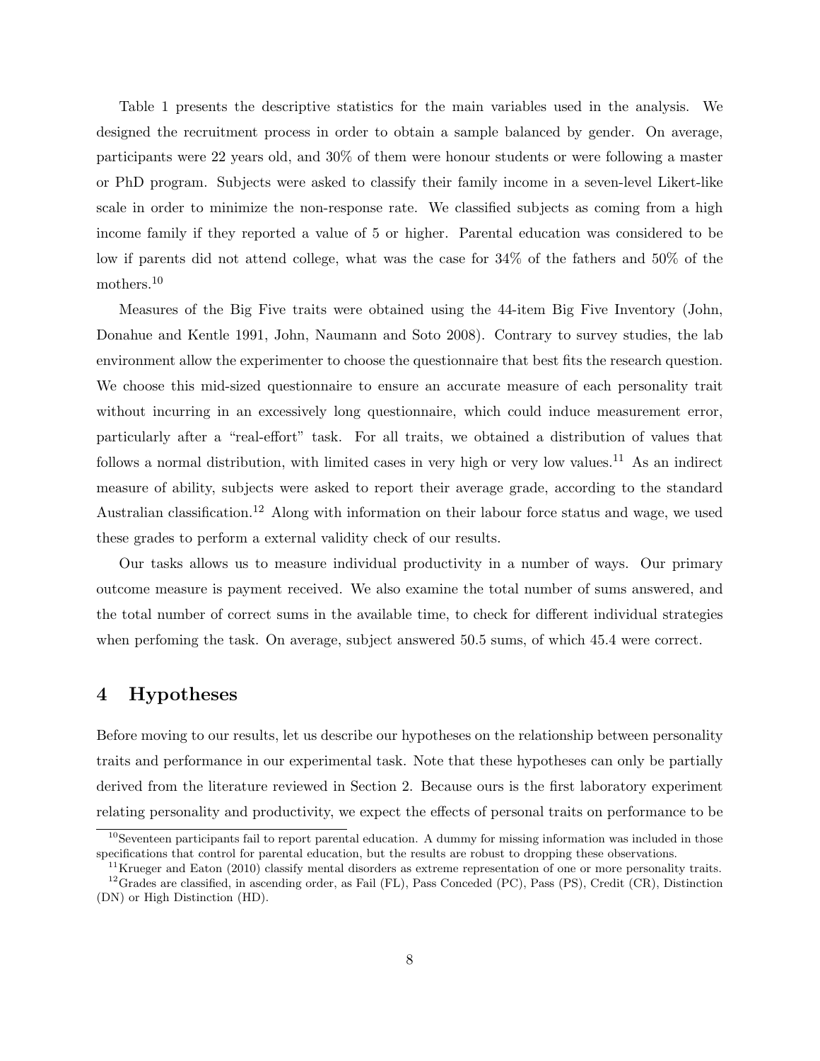Table 1 presents the descriptive statistics for the main variables used in the analysis. We designed the recruitment process in order to obtain a sample balanced by gender. On average, participants were 22 years old, and 30% of them were honour students or were following a master or PhD program. Subjects were asked to classify their family income in a seven-level Likert-like scale in order to minimize the non-response rate. We classified subjects as coming from a high income family if they reported a value of 5 or higher. Parental education was considered to be low if parents did not attend college, what was the case for 34% of the fathers and 50% of the mothers.[10]

Measures of the Big Five traits were obtained using the 44-item Big Five Inventory (John, Donahue and Kentle 1991, John, Naumann and Soto 2008). Contrary to survey studies, the lab environment allow the experimenter to choose the questionnaire that best fits the research question. We choose this mid-sized questionnaire to ensure an accurate measure of each personality trait without incurring in an excessively long questionnaire, which could induce measurement error, particularly after a "real-effort" task. For all traits, we obtained a distribution of values that follows a normal distribution, with limited cases in very high or very low values.[11] As an indirect measure of ability, subjects were asked to report their average grade, according to the standard Australian classification.[12] Along with information on their labour force status and wage, we used these grades to perform a external validity check of our results.

Our tasks allows us to measure individual productivity in a number of ways. Our primary outcome measure is payment received. We also examine the total number of sums answered, and the total number of correct sums in the available time, to check for different individual strategies when perfoming the task. On average, subject answered 50.5 sums, of which 45.4 were correct.

## 4 Hypotheses

Before moving to our results, let us describe our hypotheses on the relationship between personality traits and performance in our experimental task. Note that these hypotheses can only be partially derived from the literature reviewed in Section 2. Because ours is the first laboratory experiment relating personality and productivity, we expect the effects of personal traits on performance to be

[10] Seventeen participants fail to report parental education. A dummy for missing information was included in those specifications that control for parental education, but the results are robust to dropping these observations.

[11] Krueger and Eaton (2010) classify mental disorders as extreme representation of one or more personality traits.

[12] Grades are classified, in ascending order, as Fail (FL), Pass Conceded (PC), Pass (PS), Credit (CR), Distinction (DN) or High Distinction (HD).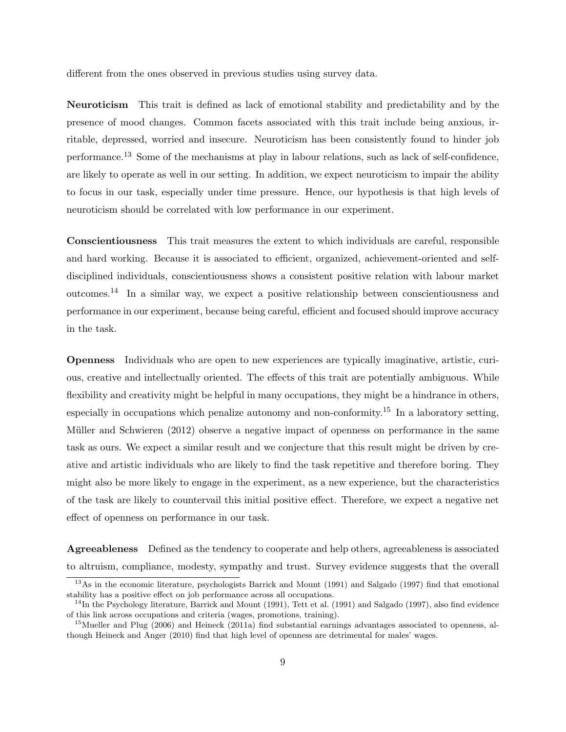different from the ones observed in previous studies using survey data.

**Neuroticism** This trait is defined as lack of emotional stability and predictability and by the presence of mood changes. Common facets associated with this trait include being anxious, irritable, depressed, worried and insecure. Neuroticism has been consistently found to hinder job performance.[13] Some of the mechanisms at play in labour relations, such as lack of self-confidence, are likely to operate as well in our setting. In addition, we expect neuroticism to impair the ability to focus in our task, especially under time pressure. Hence, our hypothesis is that high levels of neuroticism should be correlated with low performance in our experiment.

**Conscientiousness** This trait measures the extent to which individuals are careful, responsible and hard working. Because it is associated to efficient, organized, achievement-oriented and self-disciplined individuals, conscientiousness shows a consistent positive relation with labour market outcomes.[14] In a similar way, we expect a positive relationship between conscientiousness and performance in our experiment, because being careful, efficient and focused should improve accuracy in the task.

**Openness** Individuals who are open to new experiences are typically imaginative, artistic, curious, creative and intellectually oriented. The effects of this trait are potentially ambiguous. While flexibility and creativity might be helpful in many occupations, they might be a hindrance in others, especially in occupations which penalize autonomy and non-conformity.[15] In a laboratory setting, Müller and Schwieren (2012) observe a negative impact of openness on performance in the same task as ours. We expect a similar result and we conjecture that this result might be driven by creative and artistic individuals who are likely to find the task repetitive and therefore boring. They might also be more likely to engage in the experiment, as a new experience, but the characteristics of the task are likely to countervail this initial positive effect. Therefore, we expect a negative net effect of openness on performance in our task.

**Agreeableness** Defined as the tendency to cooperate and help others, agreeableness is associated to altruism, compliance, modesty, sympathy and trust. Survey evidence suggests that the overall

[13] As in the economic literature, psychologists Barrick and Mount (1991) and Salgado (1997) find that emotional stability has a positive effect on job performance across all occupations.

[14] In the Psychology literature, Barrick and Mount (1991), Tett et al. (1991) and Salgado (1997), also find evidence of this link across occupations and criteria (wages, promotions, training).

[15] Mueller and Plug (2006) and Heineck (2011a) find substantial earnings advantages associated to openness, although Heineck and Anger (2010) find that high level of openness are detrimental for males' wages.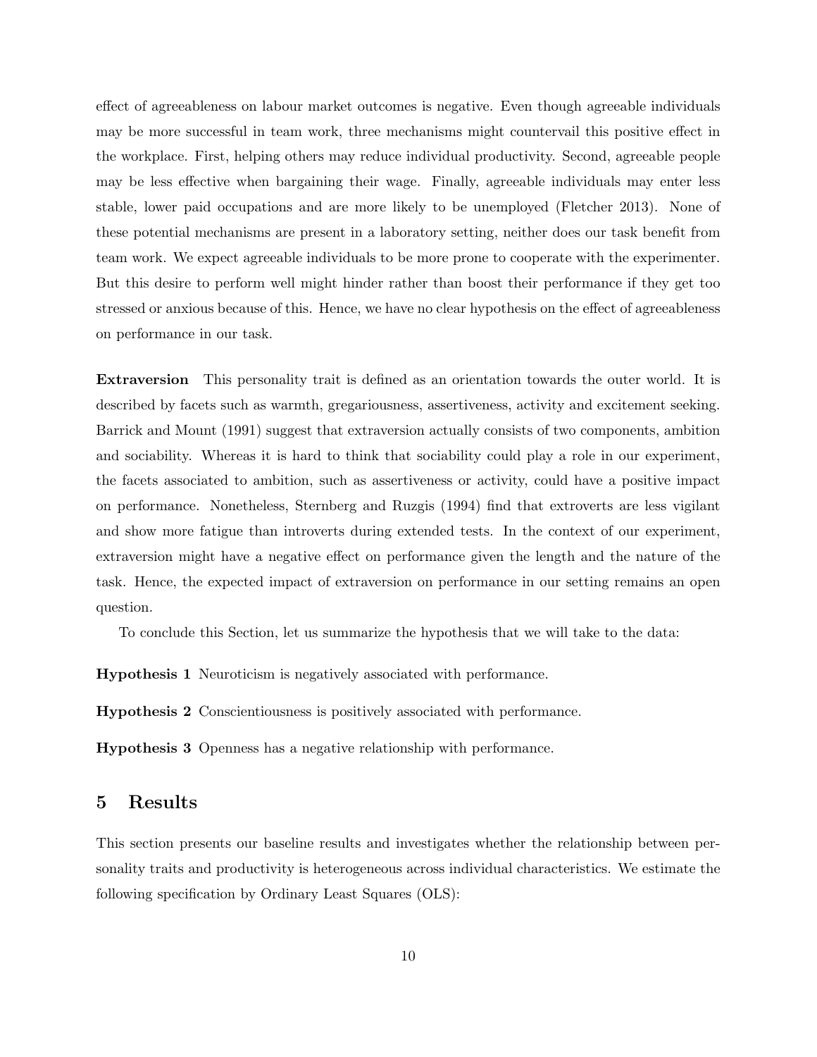effect of agreeableness on labour market outcomes is negative. Even though agreeable individuals may be more successful in team work, three mechanisms might countervail this positive effect in the workplace. First, helping others may reduce individual productivity. Second, agreeable people may be less effective when bargaining their wage. Finally, agreeable individuals may enter less stable, lower paid occupations and are more likely to be unemployed (Fletcher 2013). None of these potential mechanisms are present in a laboratory setting, neither does our task benefit from team work. We expect agreeable individuals to be more prone to cooperate with the experimenter. But this desire to perform well might hinder rather than boost their performance if they get too stressed or anxious because of this. Hence, we have no clear hypothesis on the effect of agreeableness on performance in our task.

**Extraversion** This personality trait is defined as an orientation towards the outer world. It is described by facets such as warmth, gregariousness, assertiveness, activity and excitement seeking. Barrick and Mount (1991) suggest that extraversion actually consists of two components, ambition and sociability. Whereas it is hard to think that sociability could play a role in our experiment, the facets associated to ambition, such as assertiveness or activity, could have a positive impact on performance. Nonetheless, Sternberg and Ruzgis (1994) find that extroverts are less vigilant and show more fatigue than introverts during extended tests. In the context of our experiment, extraversion might have a negative effect on performance given the length and the nature of the task. Hence, the expected impact of extraversion on performance in our setting remains an open question.

To conclude this Section, let us summarize the hypothesis that we will take to the data:

**Hypothesis 1** Neuroticism is negatively associated with performance.

**Hypothesis 2** Conscientiousness is positively associated with performance.

**Hypothesis 3** Openness has a negative relationship with performance.

## 5 Results

This section presents our baseline results and investigates whether the relationship between personality traits and productivity is heterogeneous across individual characteristics. We estimate the following specification by Ordinary Least Squares (OLS):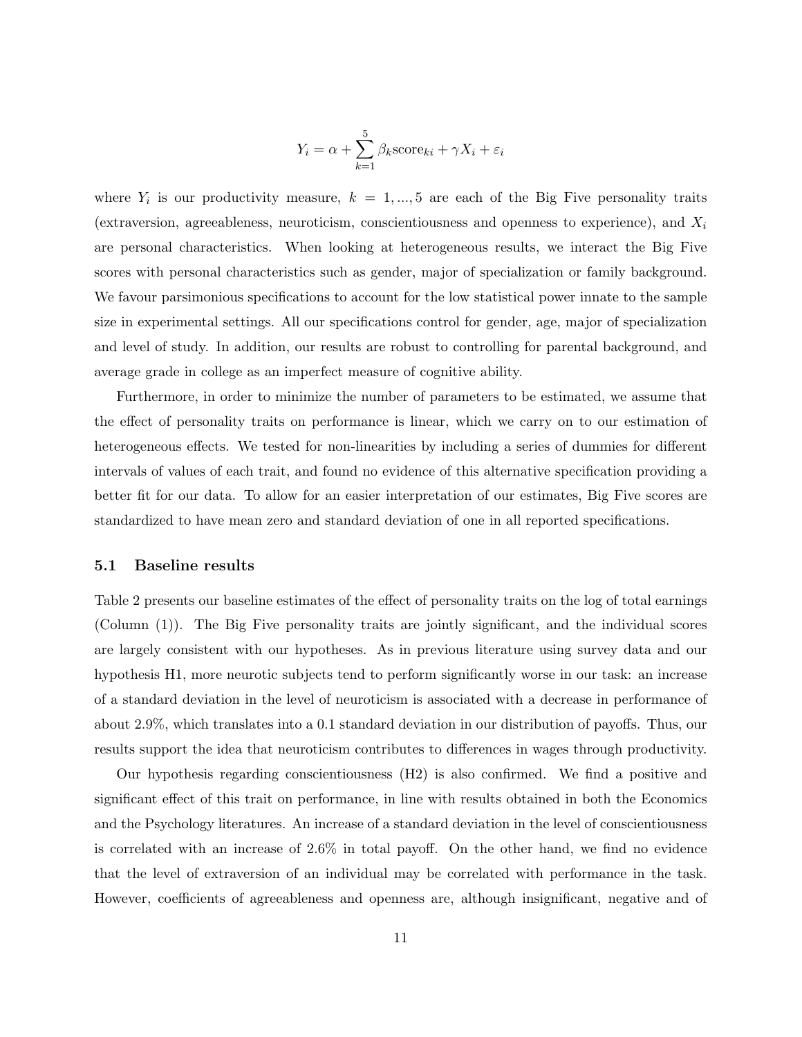$$Y_i = \alpha + \sum_{k=1}^{5} \beta_k \text{score}_{ki} + \gamma X_i + \varepsilon_i$$

where $Y_i$ is our productivity measure, $k = 1, ..., 5$ are each of the Big Five personality traits (extraversion, agreeableness, neuroticism, conscientiousness and openness to experience), and $X_i$ are personal characteristics. When looking at heterogeneous results, we interact the Big Five scores with personal characteristics such as gender, major of specialization or family background. We favour parsimonious specifications to account for the low statistical power innate to the sample size in experimental settings. All our specifications control for gender, age, major of specialization and level of study. In addition, our results are robust to controlling for parental background, and average grade in college as an imperfect measure of cognitive ability.

Furthermore, in order to minimize the number of parameters to be estimated, we assume that the effect of personality traits on performance is linear, which we carry on to our estimation of heterogeneous effects. We tested for non-linearities by including a series of dummies for different intervals of values of each trait, and found no evidence of this alternative specification providing a better fit for our data. To allow for an easier interpretation of our estimates, Big Five scores are standardized to have mean zero and standard deviation of one in all reported specifications.

### 5.1 Baseline results

Table 2 presents our baseline estimates of the effect of personality traits on the log of total earnings (Column (1)). The Big Five personality traits are jointly significant, and the individual scores are largely consistent with our hypotheses. As in previous literature using survey data and our hypothesis H1, more neurotic subjects tend to perform significantly worse in our task: an increase of a standard deviation in the level of neuroticism is associated with a decrease in performance of about 2.9%, which translates into a 0.1 standard deviation in our distribution of payoffs. Thus, our results support the idea that neuroticism contributes to differences in wages through productivity.

Our hypothesis regarding conscientiousness (H2) is also confirmed. We find a positive and significant effect of this trait on performance, in line with results obtained in both the Economics and the Psychology literatures. An increase of a standard deviation in the level of conscientiousness is correlated with an increase of 2.6% in total payoff. On the other hand, we find no evidence that the level of extraversion of an individual may be correlated with performance in the task. However, coefficients of agreeableness and openness are, although insignificant, negative and of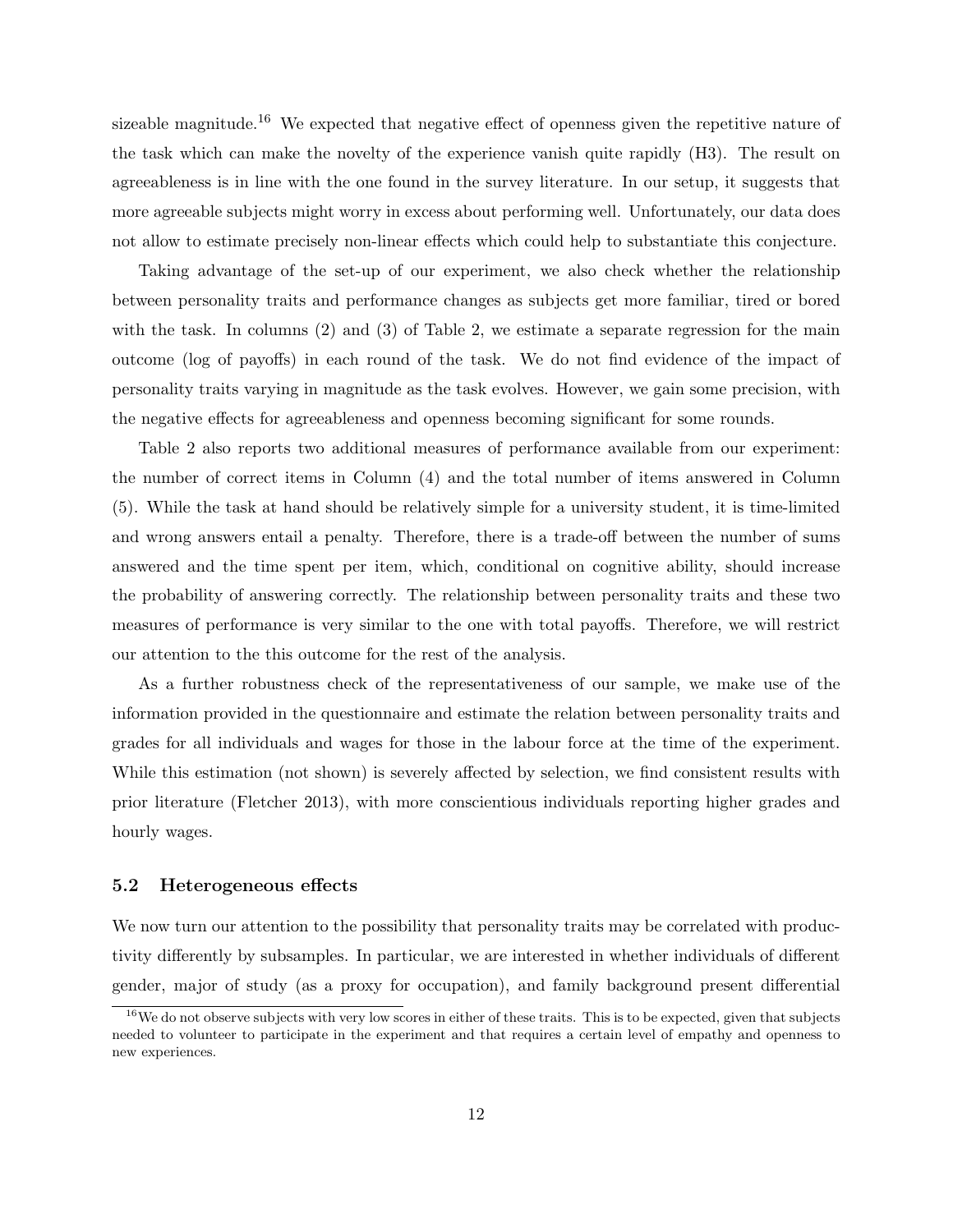sizeable magnitude.[16] We expected that negative effect of openness given the repetitive nature of the task which can make the novelty of the experience vanish quite rapidly (H3). The result on agreeableness is in line with the one found in the survey literature. In our setup, it suggests that more agreeable subjects might worry in excess about performing well. Unfortunately, our data does not allow to estimate precisely non-linear effects which could help to substantiate this conjecture.

Taking advantage of the set-up of our experiment, we also check whether the relationship between personality traits and performance changes as subjects get more familiar, tired or bored with the task. In columns (2) and (3) of Table 2, we estimate a separate regression for the main outcome (log of payoffs) in each round of the task. We do not find evidence of the impact of personality traits varying in magnitude as the task evolves. However, we gain some precision, with the negative effects for agreeableness and openness becoming significant for some rounds.

Table 2 also reports two additional measures of performance available from our experiment: the number of correct items in Column (4) and the total number of items answered in Column (5). While the task at hand should be relatively simple for a university student, it is time-limited and wrong answers entail a penalty. Therefore, there is a trade-off between the number of sums answered and the time spent per item, which, conditional on cognitive ability, should increase the probability of answering correctly. The relationship between personality traits and these two measures of performance is very similar to the one with total payoffs. Therefore, we will restrict our attention to the this outcome for the rest of the analysis.

As a further robustness check of the representativeness of our sample, we make use of the information provided in the questionnaire and estimate the relation between personality traits and grades for all individuals and wages for those in the labour force at the time of the experiment. While this estimation (not shown) is severely affected by selection, we find consistent results with prior literature (Fletcher 2013), with more conscientious individuals reporting higher grades and hourly wages.

### 5.2 Heterogeneous effects

We now turn our attention to the possibility that personality traits may be correlated with productivity differently by subsamples. In particular, we are interested in whether individuals of different gender, major of study (as a proxy for occupation), and family background present differential

[16] We do not observe subjects with very low scores in either of these traits. This is to be expected, given that subjects needed to volunteer to participate in the experiment and that requires a certain level of empathy and openness to new experiences.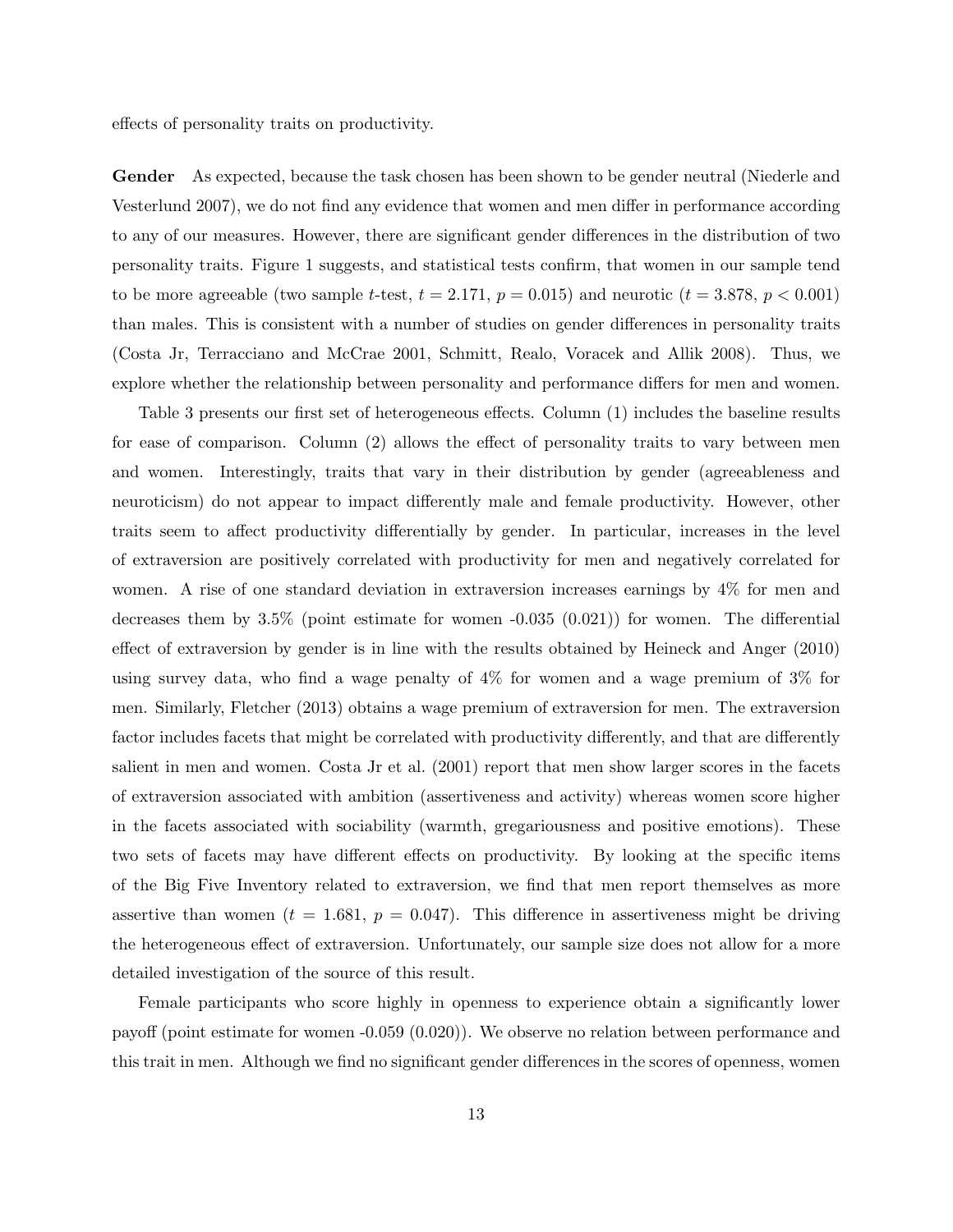effects of personality traits on productivity.

**Gender** As expected, because the task chosen has been shown to be gender neutral (Niederle and Vesterlund 2007), we do not find any evidence that women and men differ in performance according to any of our measures. However, there are significant gender differences in the distribution of two personality traits. Figure 1 suggests, and statistical tests confirm, that women in our sample tend to be more agreeable (two sample $t$-test, $t = 2.171$, $p = 0.015$) and neurotic ($t = 3.878$, $p < 0.001$) than males. This is consistent with a number of studies on gender differences in personality traits (Costa Jr, Terracciano and McCrae 2001, Schmitt, Realo, Voracek and Allik 2008). Thus, we explore whether the relationship between personality and performance differs for men and women.

Table 3 presents our first set of heterogeneous effects. Column (1) includes the baseline results for ease of comparison. Column (2) allows the effect of personality traits to vary between men and women. Interestingly, traits that vary in their distribution by gender (agreeableness and neuroticism) do not appear to impact differently male and female productivity. However, other traits seem to affect productivity differentially by gender. In particular, increases in the level of extraversion are positively correlated with productivity for men and negatively correlated for women. A rise of one standard deviation in extraversion increases earnings by 4% for men and decreases them by 3.5% (point estimate for women -0.035 (0.021)) for women. The differential effect of extraversion by gender is in line with the results obtained by Heineck and Anger (2010) using survey data, who find a wage penalty of 4% for women and a wage premium of 3% for men. Similarly, Fletcher (2013) obtains a wage premium of extraversion for men. The extraversion factor includes facets that might be correlated with productivity differently, and that are differently salient in men and women. Costa Jr et al. (2001) report that men show larger scores in the facets of extraversion associated with ambition (assertiveness and activity) whereas women score higher in the facets associated with sociability (warmth, gregariousness and positive emotions). These two sets of facets may have different effects on productivity. By looking at the specific items of the Big Five Inventory related to extraversion, we find that men report themselves as more assertive than women ($t = 1.681$, $p = 0.047$). This difference in assertiveness might be driving the heterogeneous effect of extraversion. Unfortunately, our sample size does not allow for a more detailed investigation of the source of this result.

Female participants who score highly in openness to experience obtain a significantly lower payoff (point estimate for women -0.059 (0.020)). We observe no relation between performance and this trait in men. Although we find no significant gender differences in the scores of openness, women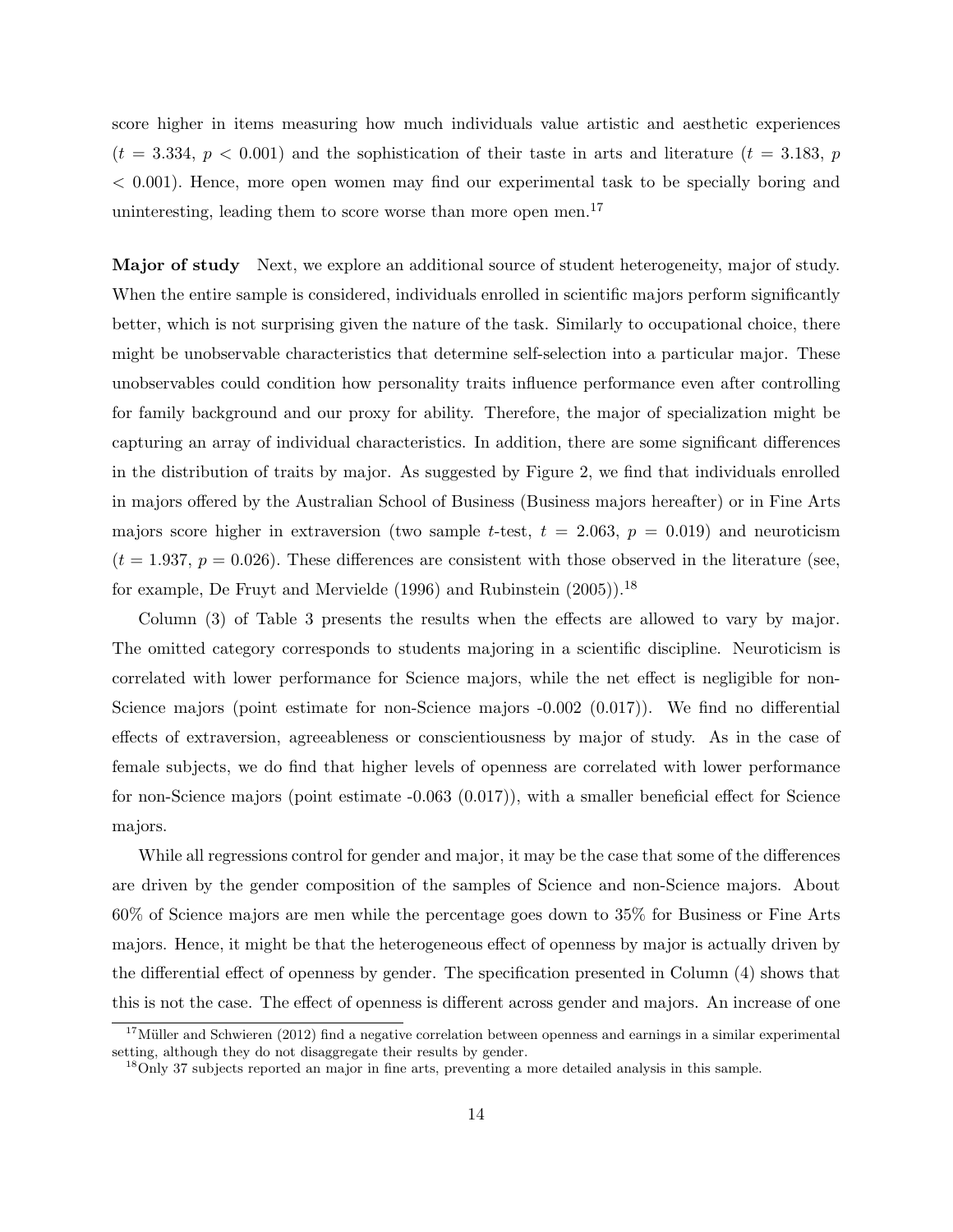score higher in items measuring how much individuals value artistic and aesthetic experiences ($t$ = 3.334, $p$ < 0.001) and the sophistication of their taste in arts and literature ($t$ = 3.183, $p$ < 0.001). Hence, more open women may find our experimental task to be specially boring and uninteresting, leading them to score worse than more open men.[17]

**Major of study** Next, we explore an additional source of student heterogeneity, major of study. When the entire sample is considered, individuals enrolled in scientific majors perform significantly better, which is not surprising given the nature of the task. Similarly to occupational choice, there might be unobservable characteristics that determine self-selection into a particular major. These unobservables could condition how personality traits influence performance even after controlling for family background and our proxy for ability. Therefore, the major of specialization might be capturing an array of individual characteristics. In addition, there are some significant differences in the distribution of traits by major. As suggested by Figure 2, we find that individuals enrolled in majors offered by the Australian School of Business (Business majors hereafter) or in Fine Arts majors score higher in extraversion (two sample $t$-test, $t$ = 2.063, $p$ = 0.019) and neuroticism ($t$ = 1.937, $p$ = 0.026). These differences are consistent with those observed in the literature (see, for example, De Fruyt and Mervielde (1996) and Rubinstein (2005)).[18]

Column (3) of Table 3 presents the results when the effects are allowed to vary by major. The omitted category corresponds to students majoring in a scientific discipline. Neuroticism is correlated with lower performance for Science majors, while the net effect is negligible for non-Science majors (point estimate for non-Science majors -0.002 (0.017)). We find no differential effects of extraversion, agreeableness or conscientiousness by major of study. As in the case of female subjects, we do find that higher levels of openness are correlated with lower performance for non-Science majors (point estimate -0.063 (0.017)), with a smaller beneficial effect for Science majors.

While all regressions control for gender and major, it may be the case that some of the differences are driven by the gender composition of the samples of Science and non-Science majors. About 60% of Science majors are men while the percentage goes down to 35% for Business or Fine Arts majors. Hence, it might be that the heterogeneous effect of openness by major is actually driven by the differential effect of openness by gender. The specification presented in Column (4) shows that this is not the case. The effect of openness is different across gender and majors. An increase of one

[17] Müller and Schwieren (2012) find a negative correlation between openness and earnings in a similar experimental setting, although they do not disaggregate their results by gender.

[18] Only 37 subjects reported an major in fine arts, preventing a more detailed analysis in this sample.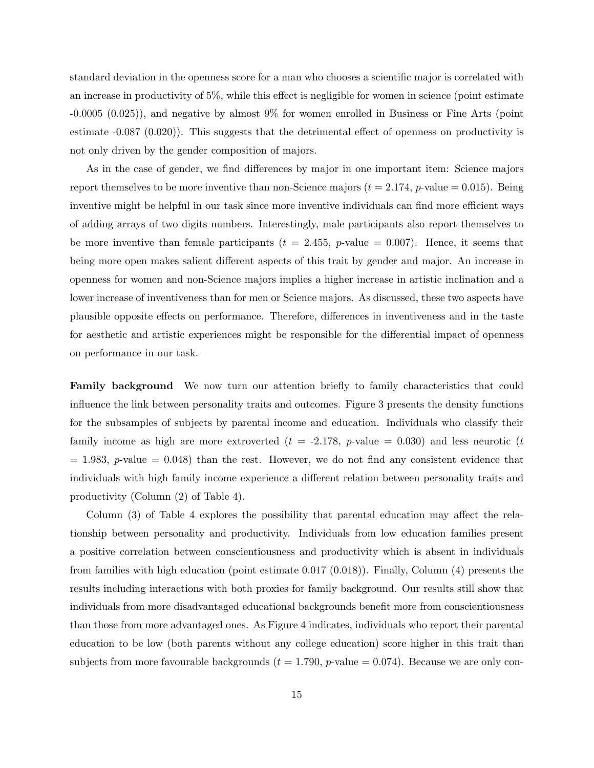standard deviation in the openness score for a man who chooses a scientific major is correlated with an increase in productivity of 5%, while this effect is negligible for women in science (point estimate -0.0005 (0.025)), and negative by almost 9% for women enrolled in Business or Fine Arts (point estimate -0.087 (0.020)). This suggests that the detrimental effect of openness on productivity is not only driven by the gender composition of majors.

As in the case of gender, we find differences by major in one important item: Science majors report themselves to be more inventive than non-Science majors ($t = 2.174$, $p$-value $= 0.015$). Being inventive might be helpful in our task since more inventive individuals can find more efficient ways of adding arrays of two digits numbers. Interestingly, male participants also report themselves to be more inventive than female participants ($t = 2.455$, $p$-value $= 0.007$). Hence, it seems that being more open makes salient different aspects of this trait by gender and major. An increase in openness for women and non-Science majors implies a higher increase in artistic inclination and a lower increase of inventiveness than for men or Science majors. As discussed, these two aspects have plausible opposite effects on performance. Therefore, differences in inventiveness and in the taste for aesthetic and artistic experiences might be responsible for the differential impact of openness on performance in our task.

**Family background** We now turn our attention briefly to family characteristics that could influence the link between personality traits and outcomes. Figure 3 presents the density functions for the subsamples of subjects by parental income and education. Individuals who classify their family income as high are more extroverted ($t$ = -2.178, $p$-value = 0.030) and less neurotic ($t$ = 1.983, $p$-value = 0.048) than the rest. However, we do not find any consistent evidence that individuals with high family income experience a different relation between personality traits and productivity (Column (2) of Table 4).

Column (3) of Table 4 explores the possibility that parental education may affect the relationship between personality and productivity. Individuals from low education families present a positive correlation between conscientiousness and productivity which is absent in individuals from families with high education (point estimate 0.017 (0.018)). Finally, Column (4) presents the results including interactions with both proxies for family background. Our results still show that individuals from more disadvantaged educational backgrounds benefit more from conscientiousness than those from more advantaged ones. As Figure 4 indicates, individuals who report their parental education to be low (both parents without any college education) score higher in this trait than subjects from more favourable backgrounds ($t = 1.790$, $p$-value $= 0.074$). Because we are only con-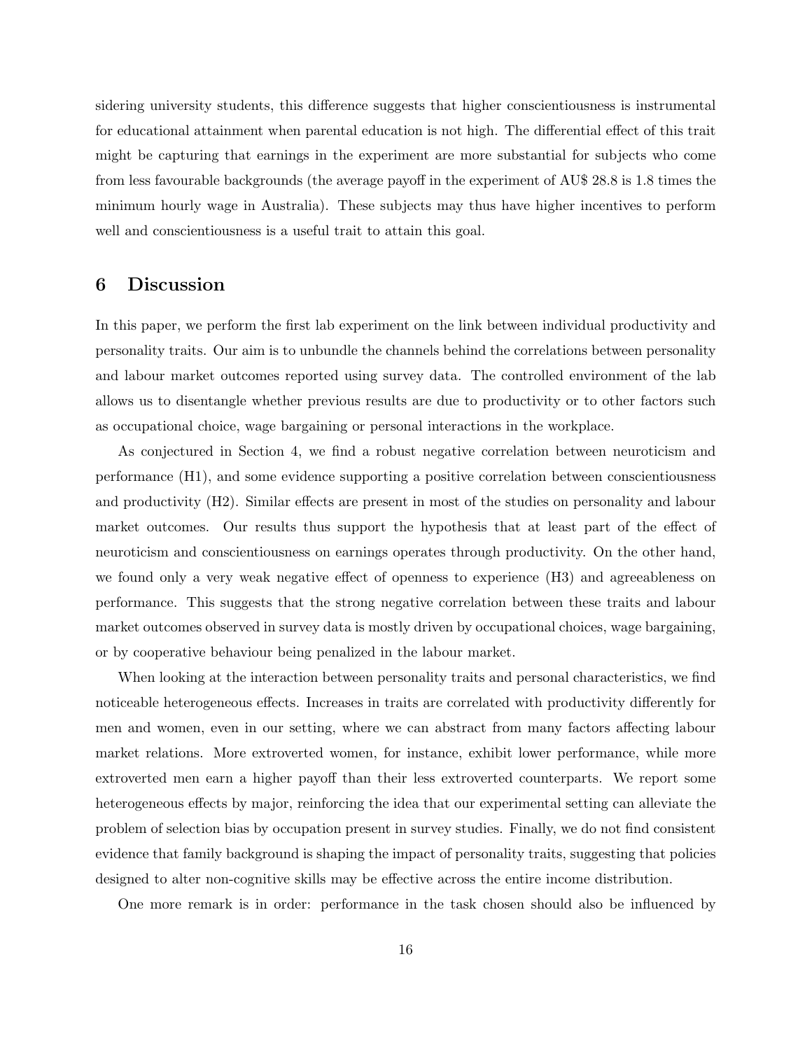sidering university students, this difference suggests that higher conscientiousness is instrumental for educational attainment when parental education is not high. The differential effect of this trait might be capturing that earnings in the experiment are more substantial for subjects who come from less favourable backgrounds (the average payoff in the experiment of AU$ 28.8 is 1.8 times the minimum hourly wage in Australia). These subjects may thus have higher incentives to perform well and conscientiousness is a useful trait to attain this goal.

## 6 Discussion

In this paper, we perform the first lab experiment on the link between individual productivity and personality traits. Our aim is to unbundle the channels behind the correlations between personality and labour market outcomes reported using survey data. The controlled environment of the lab allows us to disentangle whether previous results are due to productivity or to other factors such as occupational choice, wage bargaining or personal interactions in the workplace.

As conjectured in Section 4, we find a robust negative correlation between neuroticism and performance (H1), and some evidence supporting a positive correlation between conscientiousness and productivity (H2). Similar effects are present in most of the studies on personality and labour market outcomes. Our results thus support the hypothesis that at least part of the effect of neuroticism and conscientiousness on earnings operates through productivity. On the other hand, we found only a very weak negative effect of openness to experience (H3) and agreeableness on performance. This suggests that the strong negative correlation between these traits and labour market outcomes observed in survey data is mostly driven by occupational choices, wage bargaining, or by cooperative behaviour being penalized in the labour market.

When looking at the interaction between personality traits and personal characteristics, we find noticeable heterogeneous effects. Increases in traits are correlated with productivity differently for men and women, even in our setting, where we can abstract from many factors affecting labour market relations. More extroverted women, for instance, exhibit lower performance, while more extroverted men earn a higher payoff than their less extroverted counterparts. We report some heterogeneous effects by major, reinforcing the idea that our experimental setting can alleviate the problem of selection bias by occupation present in survey studies. Finally, we do not find consistent evidence that family background is shaping the impact of personality traits, suggesting that policies designed to alter non-cognitive skills may be effective across the entire income distribution.

One more remark is in order: performance in the task chosen should also be influenced by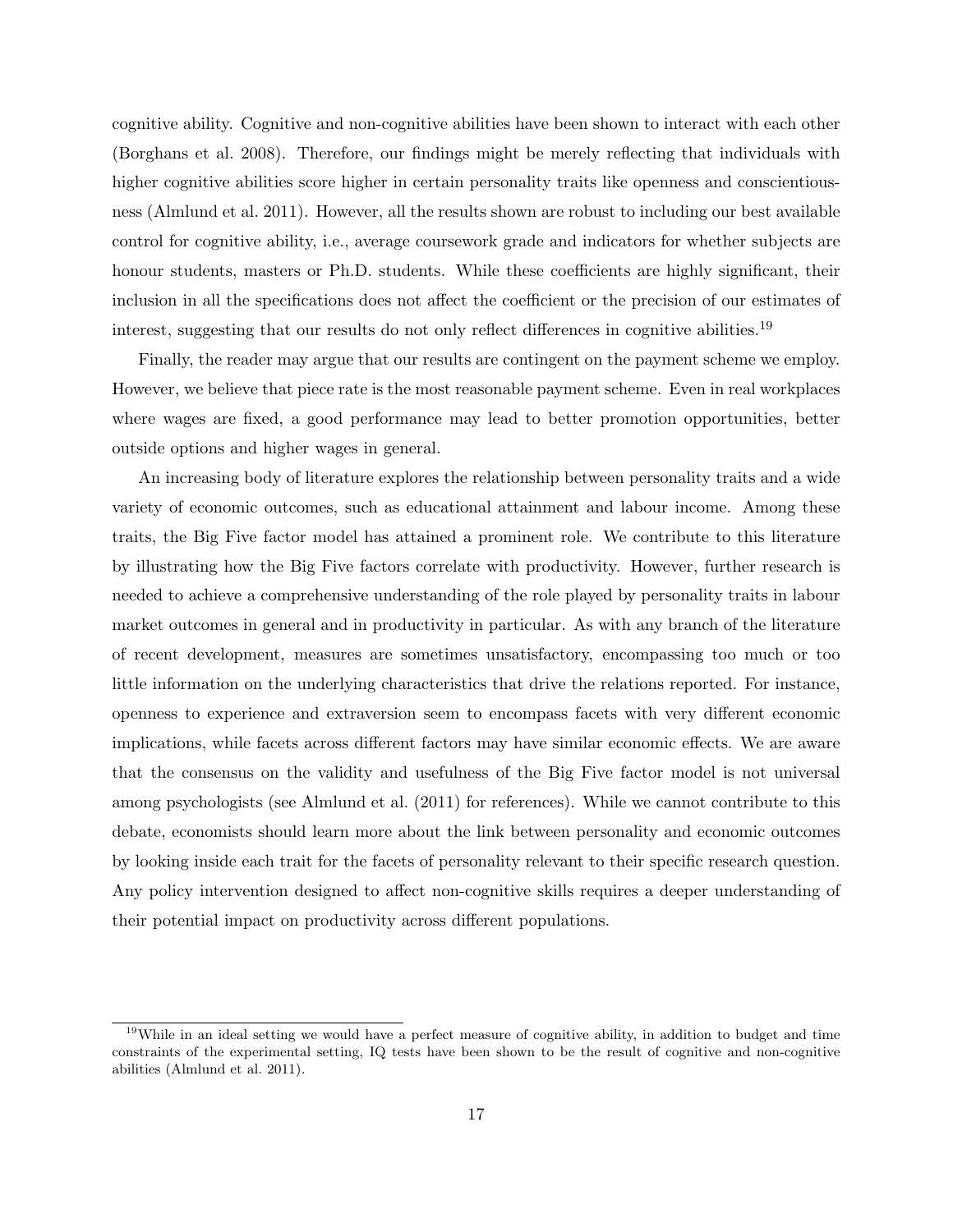cognitive ability. Cognitive and non-cognitive abilities have been shown to interact with each other (Borghans et al. 2008). Therefore, our findings might be merely reflecting that individuals with higher cognitive abilities score higher in certain personality traits like openness and conscientiousness (Almlund et al. 2011). However, all the results shown are robust to including our best available control for cognitive ability, i.e., average coursework grade and indicators for whether subjects are honour students, masters or Ph.D. students. While these coefficients are highly significant, their inclusion in all the specifications does not affect the coefficient or the precision of our estimates of interest, suggesting that our results do not only reflect differences in cognitive abilities.[19]

Finally, the reader may argue that our results are contingent on the payment scheme we employ. However, we believe that piece rate is the most reasonable payment scheme. Even in real workplaces where wages are fixed, a good performance may lead to better promotion opportunities, better outside options and higher wages in general.

An increasing body of literature explores the relationship between personality traits and a wide variety of economic outcomes, such as educational attainment and labour income. Among these traits, the Big Five factor model has attained a prominent role. We contribute to this literature by illustrating how the Big Five factors correlate with productivity. However, further research is needed to achieve a comprehensive understanding of the role played by personality traits in labour market outcomes in general and in productivity in particular. As with any branch of the literature of recent development, measures are sometimes unsatisfactory, encompassing too much or too little information on the underlying characteristics that drive the relations reported. For instance, openness to experience and extraversion seem to encompass facets with very different economic implications, while facets across different factors may have similar economic effects. We are aware that the consensus on the validity and usefulness of the Big Five factor model is not universal among psychologists (see Almlund et al. (2011) for references). While we cannot contribute to this debate, economists should learn more about the link between personality and economic outcomes by looking inside each trait for the facets of personality relevant to their specific research question. Any policy intervention designed to affect non-cognitive skills requires a deeper understanding of their potential impact on productivity across different populations.

[19] While in an ideal setting we would have a perfect measure of cognitive ability, in addition to budget and time constraints of the experimental setting, IQ tests have been shown to be the result of cognitive and non-cognitive abilities (Almlund et al. 2011).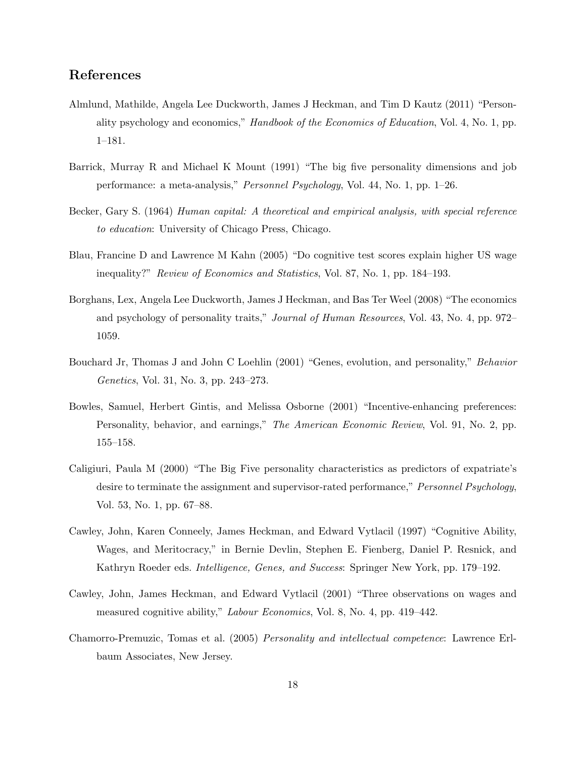## References

Almlund, Mathilde, Angela Lee Duckworth, James J Heckman, and Tim D Kautz (2011) "Personality psychology and economics," *Handbook of the Economics of Education*, Vol. 4, No. 1, pp. 1–181.

Barrick, Murray R and Michael K Mount (1991) "The big five personality dimensions and job performance: a meta-analysis," *Personnel Psychology*, Vol. 44, No. 1, pp. 1–26.

Becker, Gary S. (1964) *Human capital: A theoretical and empirical analysis, with special reference to education*: University of Chicago Press, Chicago.

Blau, Francine D and Lawrence M Kahn (2005) "Do cognitive test scores explain higher US wage inequality?" *Review of Economics and Statistics*, Vol. 87, No. 1, pp. 184–193.

Borghans, Lex, Angela Lee Duckworth, James J Heckman, and Bas Ter Weel (2008) "The economics and psychology of personality traits," *Journal of Human Resources*, Vol. 43, No. 4, pp. 972–1059.

Bouchard Jr, Thomas J and John C Loehlin (2001) "Genes, evolution, and personality," *Behavior Genetics*, Vol. 31, No. 3, pp. 243–273.

Bowles, Samuel, Herbert Gintis, and Melissa Osborne (2001) "Incentive-enhancing preferences: Personality, behavior, and earnings," *The American Economic Review*, Vol. 91, No. 2, pp. 155–158.

Caligiuri, Paula M (2000) "The Big Five personality characteristics as predictors of expatriate's desire to terminate the assignment and supervisor-rated performance," *Personnel Psychology*, Vol. 53, No. 1, pp. 67–88.

Cawley, John, Karen Conneely, James Heckman, and Edward Vytlacil (1997) "Cognitive Ability, Wages, and Meritocracy," in Bernie Devlin, Stephen E. Fienberg, Daniel P. Resnick, and Kathryn Roeder eds. *Intelligence, Genes, and Success*: Springer New York, pp. 179–192.

Cawley, John, James Heckman, and Edward Vytlacil (2001) "Three observations on wages and measured cognitive ability," *Labour Economics*, Vol. 8, No. 4, pp. 419–442.

Chamorro-Premuzic, Tomas et al. (2005) *Personality and intellectual competence*: Lawrence Erlbaum Associates, New Jersey.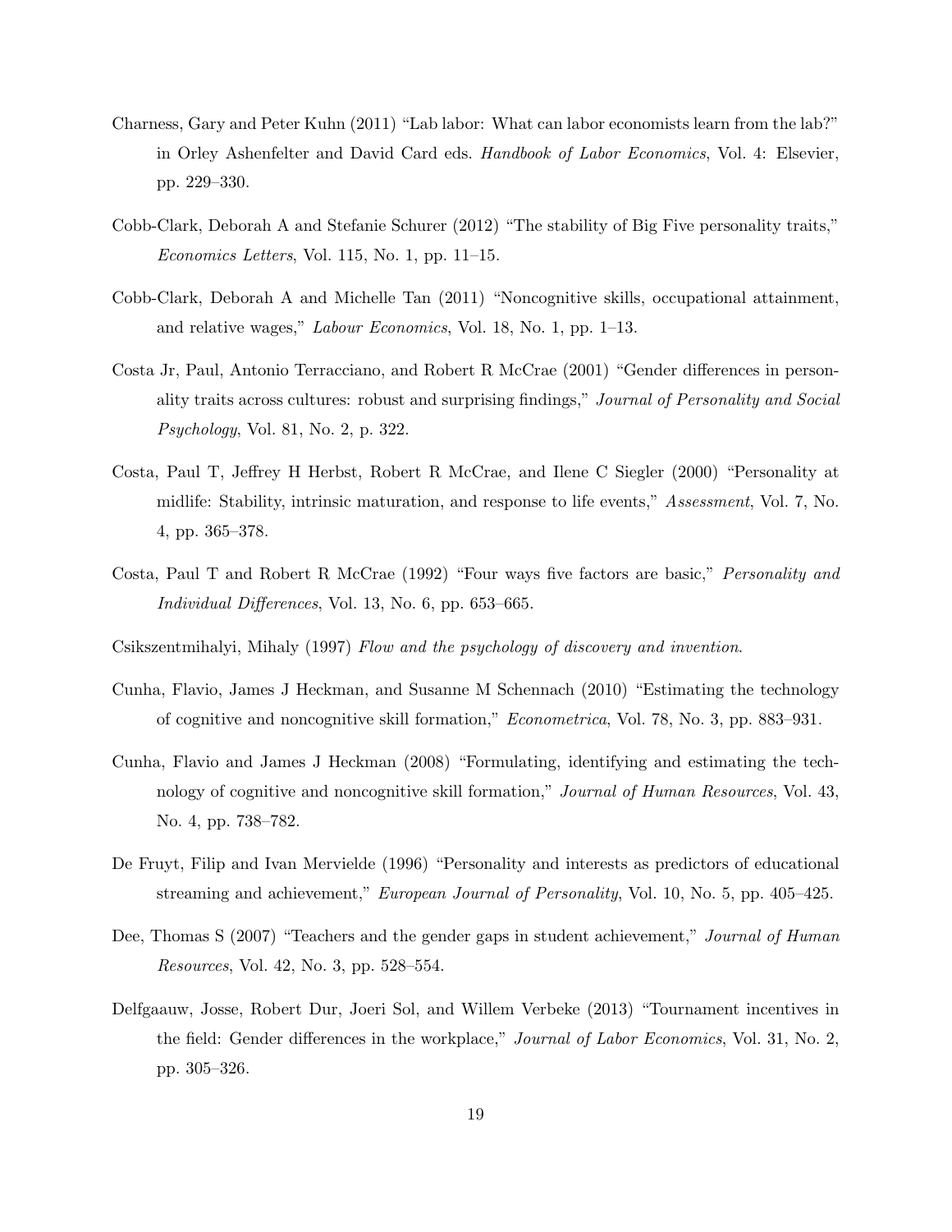Charness, Gary and Peter Kuhn (2011) “Lab labor: What can labor economists learn from the lab?” in Orley Ashenfelter and David Card eds. *Handbook of Labor Economics*, Vol. 4: Elsevier, pp. 229–330.

Cobb-Clark, Deborah A and Stefanie Schurer (2012) “The stability of Big Five personality traits,” *Economics Letters*, Vol. 115, No. 1, pp. 11–15.

Cobb-Clark, Deborah A and Michelle Tan (2011) “Noncognitive skills, occupational attainment, and relative wages,” *Labour Economics*, Vol. 18, No. 1, pp. 1–13.

Costa Jr, Paul, Antonio Terracciano, and Robert R McCrae (2001) “Gender differences in personality traits across cultures: robust and surprising findings,” *Journal of Personality and Social Psychology*, Vol. 81, No. 2, p. 322.

Costa, Paul T, Jeffrey H Herbst, Robert R McCrae, and Ilene C Siegler (2000) “Personality at midlife: Stability, intrinsic maturation, and response to life events,” *Assessment*, Vol. 7, No. 4, pp. 365–378.

Costa, Paul T and Robert R McCrae (1992) “Four ways five factors are basic,” *Personality and Individual Differences*, Vol. 13, No. 6, pp. 653–665.

Csikszentmihalyi, Mihaly (1997) *Flow and the psychology of discovery and invention*.

Cunha, Flavio, James J Heckman, and Susanne M Schennach (2010) “Estimating the technology of cognitive and noncognitive skill formation,” *Econometrica*, Vol. 78, No. 3, pp. 883–931.

Cunha, Flavio and James J Heckman (2008) “Formulating, identifying and estimating the technology of cognitive and noncognitive skill formation,” *Journal of Human Resources*, Vol. 43, No. 4, pp. 738–782.

De Fruyt, Filip and Ivan Mervielde (1996) “Personality and interests as predictors of educational streaming and achievement,” *European Journal of Personality*, Vol. 10, No. 5, pp. 405–425.

Dee, Thomas S (2007) “Teachers and the gender gaps in student achievement,” *Journal of Human Resources*, Vol. 42, No. 3, pp. 528–554.

Delfgaauw, Josse, Robert Dur, Joeri Sol, and Willem Verbeke (2013) “Tournament incentives in the field: Gender differences in the workplace,” *Journal of Labor Economics*, Vol. 31, No. 2, pp. 305–326.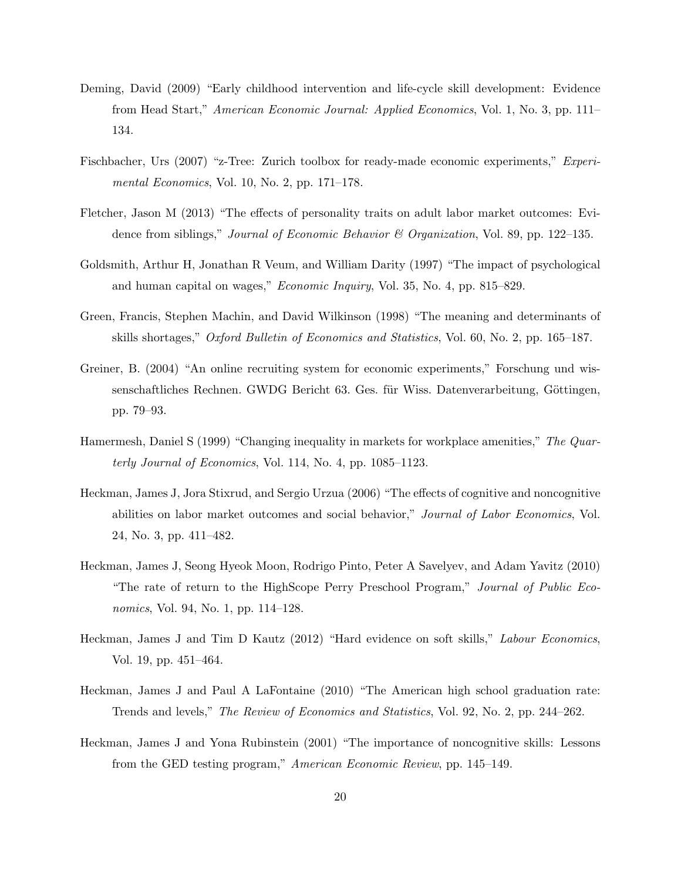Deming, David (2009) "Early childhood intervention and life-cycle skill development: Evidence from Head Start," *American Economic Journal: Applied Economics*, Vol. 1, No. 3, pp. 111–134.

Fischbacher, Urs (2007) "z-Tree: Zurich toolbox for ready-made economic experiments," *Experimental Economics*, Vol. 10, No. 2, pp. 171–178.

Fletcher, Jason M (2013) "The effects of personality traits on adult labor market outcomes: Evidence from siblings," *Journal of Economic Behavior & Organization*, Vol. 89, pp. 122–135.

Goldsmith, Arthur H, Jonathan R Veum, and William Darity (1997) "The impact of psychological and human capital on wages," *Economic Inquiry*, Vol. 35, No. 4, pp. 815–829.

Green, Francis, Stephen Machin, and David Wilkinson (1998) "The meaning and determinants of skills shortages," *Oxford Bulletin of Economics and Statistics*, Vol. 60, No. 2, pp. 165–187.

Greiner, B. (2004) "An online recruiting system for economic experiments," Forschung und wissenschaftliches Rechnen. GWDG Bericht 63. Ges. für Wiss. Datenverarbeitung, Göttingen, pp. 79–93.

Hamermesh, Daniel S (1999) "Changing inequality in markets for workplace amenities," *The Quarterly Journal of Economics*, Vol. 114, No. 4, pp. 1085–1123.

Heckman, James J, Jora Stixrud, and Sergio Urzua (2006) "The effects of cognitive and noncognitive abilities on labor market outcomes and social behavior," *Journal of Labor Economics*, Vol. 24, No. 3, pp. 411–482.

Heckman, James J, Seong Hyeok Moon, Rodrigo Pinto, Peter A Savelyev, and Adam Yavitz (2010) "The rate of return to the HighScope Perry Preschool Program," *Journal of Public Economics*, Vol. 94, No. 1, pp. 114–128.

Heckman, James J and Tim D Kautz (2012) "Hard evidence on soft skills," *Labour Economics*, Vol. 19, pp. 451–464.

Heckman, James J and Paul A LaFontaine (2010) "The American high school graduation rate: Trends and levels," *The Review of Economics and Statistics*, Vol. 92, No. 2, pp. 244–262.

Heckman, James J and Yona Rubinstein (2001) "The importance of noncognitive skills: Lessons from the GED testing program," *American Economic Review*, pp. 145–149.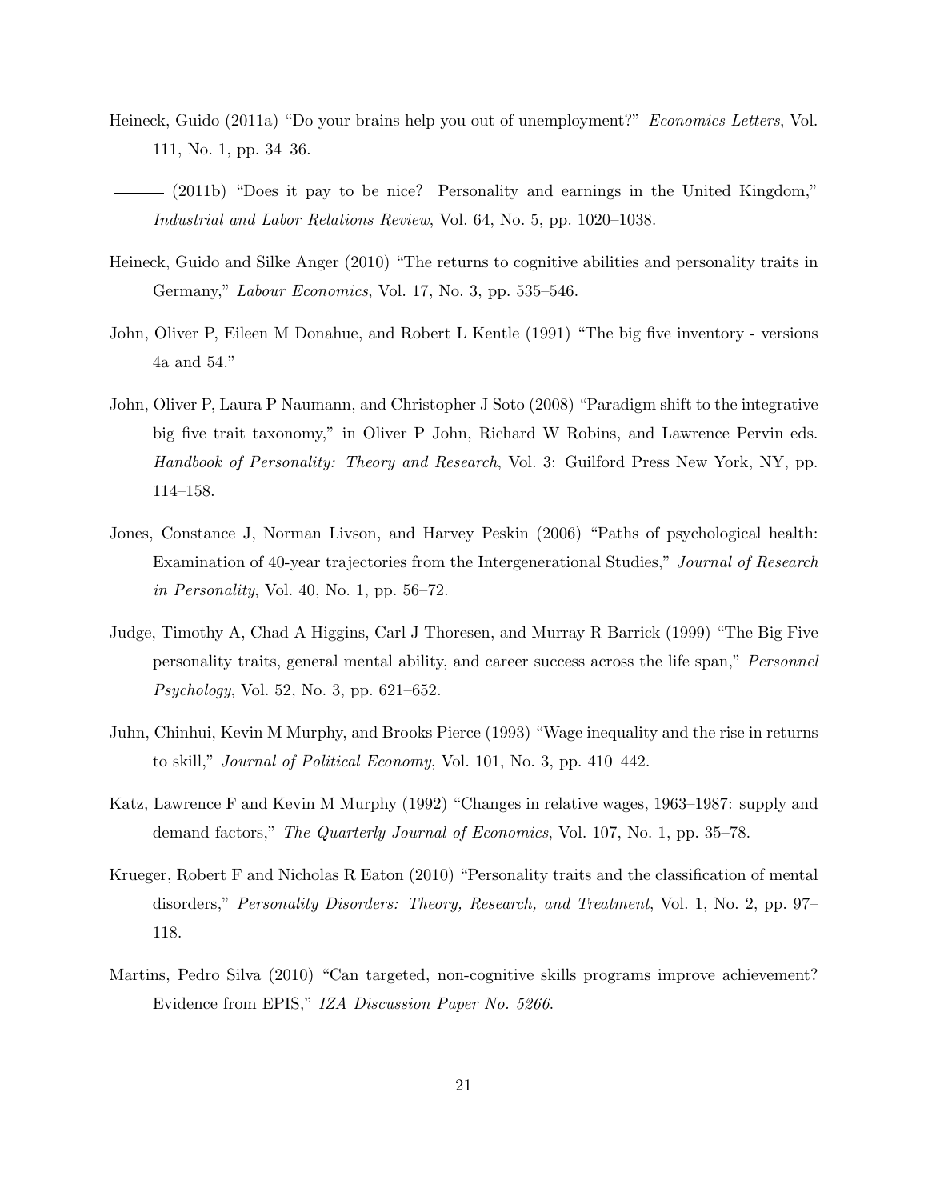Heineck, Guido (2011a) "Do your brains help you out of unemployment?" *Economics Letters*, Vol. 111, No. 1, pp. 34–36.

——— (2011b) "Does it pay to be nice? Personality and earnings in the United Kingdom," *Industrial and Labor Relations Review*, Vol. 64, No. 5, pp. 1020–1038.

Heineck, Guido and Silke Anger (2010) "The returns to cognitive abilities and personality traits in Germany," *Labour Economics*, Vol. 17, No. 3, pp. 535–546.

John, Oliver P, Eileen M Donahue, and Robert L Kentle (1991) "The big five inventory - versions 4a and 54."

John, Oliver P, Laura P Naumann, and Christopher J Soto (2008) "Paradigm shift to the integrative big five trait taxonomy," in Oliver P John, Richard W Robins, and Lawrence Pervin eds. *Handbook of Personality: Theory and Research*, Vol. 3: Guilford Press New York, NY, pp. 114–158.

Jones, Constance J, Norman Livson, and Harvey Peskin (2006) "Paths of psychological health: Examination of 40-year trajectories from the Intergenerational Studies," *Journal of Research in Personality*, Vol. 40, No. 1, pp. 56–72.

Judge, Timothy A, Chad A Higgins, Carl J Thoresen, and Murray R Barrick (1999) "The Big Five personality traits, general mental ability, and career success across the life span," *Personnel Psychology*, Vol. 52, No. 3, pp. 621–652.

Juhn, Chinhui, Kevin M Murphy, and Brooks Pierce (1993) "Wage inequality and the rise in returns to skill," *Journal of Political Economy*, Vol. 101, No. 3, pp. 410–442.

Katz, Lawrence F and Kevin M Murphy (1992) "Changes in relative wages, 1963–1987: supply and demand factors," *The Quarterly Journal of Economics*, Vol. 107, No. 1, pp. 35–78.

Krueger, Robert F and Nicholas R Eaton (2010) "Personality traits and the classification of mental disorders," *Personality Disorders: Theory, Research, and Treatment*, Vol. 1, No. 2, pp. 97–118.

Martins, Pedro Silva (2010) "Can targeted, non-cognitive skills programs improve achievement? Evidence from EPIS," *IZA Discussion Paper No. 5266*.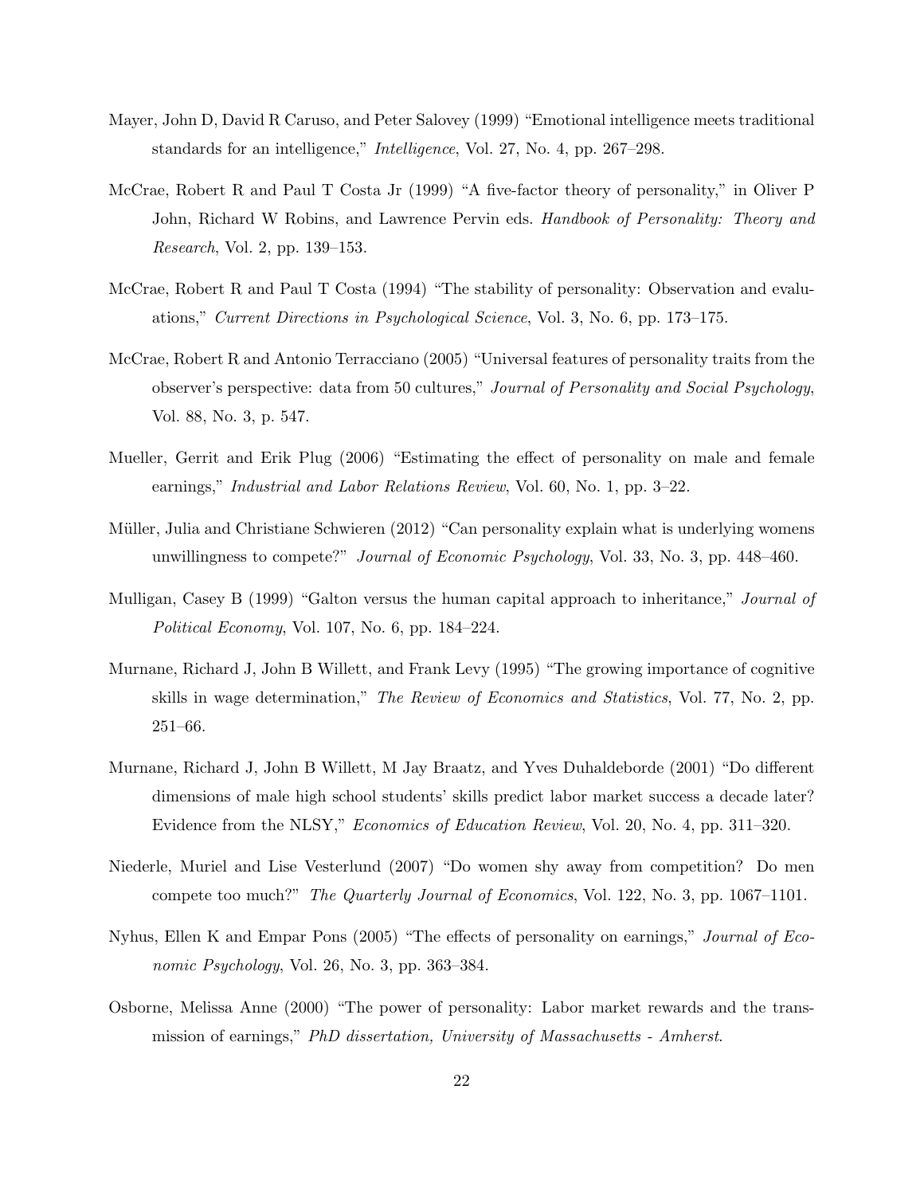Mayer, John D, David R Caruso, and Peter Salovey (1999) "Emotional intelligence meets traditional standards for an intelligence," *Intelligence*, Vol. 27, No. 4, pp. 267–298.

McCrae, Robert R and Paul T Costa Jr (1999) "A five-factor theory of personality," in Oliver P John, Richard W Robins, and Lawrence Pervin eds. *Handbook of Personality: Theory and Research*, Vol. 2, pp. 139–153.

McCrae, Robert R and Paul T Costa (1994) "The stability of personality: Observation and evaluations," *Current Directions in Psychological Science*, Vol. 3, No. 6, pp. 173–175.

McCrae, Robert R and Antonio Terracciano (2005) "Universal features of personality traits from the observer's perspective: data from 50 cultures," *Journal of Personality and Social Psychology*, Vol. 88, No. 3, p. 547.

Mueller, Gerrit and Erik Plug (2006) "Estimating the effect of personality on male and female earnings," *Industrial and Labor Relations Review*, Vol. 60, No. 1, pp. 3–22.

Müller, Julia and Christiane Schwieren (2012) "Can personality explain what is underlying womens unwillingness to compete?" *Journal of Economic Psychology*, Vol. 33, No. 3, pp. 448–460.

Mulligan, Casey B (1999) "Galton versus the human capital approach to inheritance," *Journal of Political Economy*, Vol. 107, No. 6, pp. 184–224.

Murnane, Richard J, John B Willett, and Frank Levy (1995) "The growing importance of cognitive skills in wage determination," *The Review of Economics and Statistics*, Vol. 77, No. 2, pp. 251–66.

Murnane, Richard J, John B Willett, M Jay Braatz, and Yves Duhaldeborde (2001) "Do different dimensions of male high school students' skills predict labor market success a decade later? Evidence from the NLSY," *Economics of Education Review*, Vol. 20, No. 4, pp. 311–320.

Niederle, Muriel and Lise Vesterlund (2007) "Do women shy away from competition? Do men compete too much?" *The Quarterly Journal of Economics*, Vol. 122, No. 3, pp. 1067–1101.

Nyhus, Ellen K and Empar Pons (2005) "The effects of personality on earnings," *Journal of Economic Psychology*, Vol. 26, No. 3, pp. 363–384.

Osborne, Melissa Anne (2000) "The power of personality: Labor market rewards and the transmission of earnings," *PhD dissertation, University of Massachusetts - Amherst*.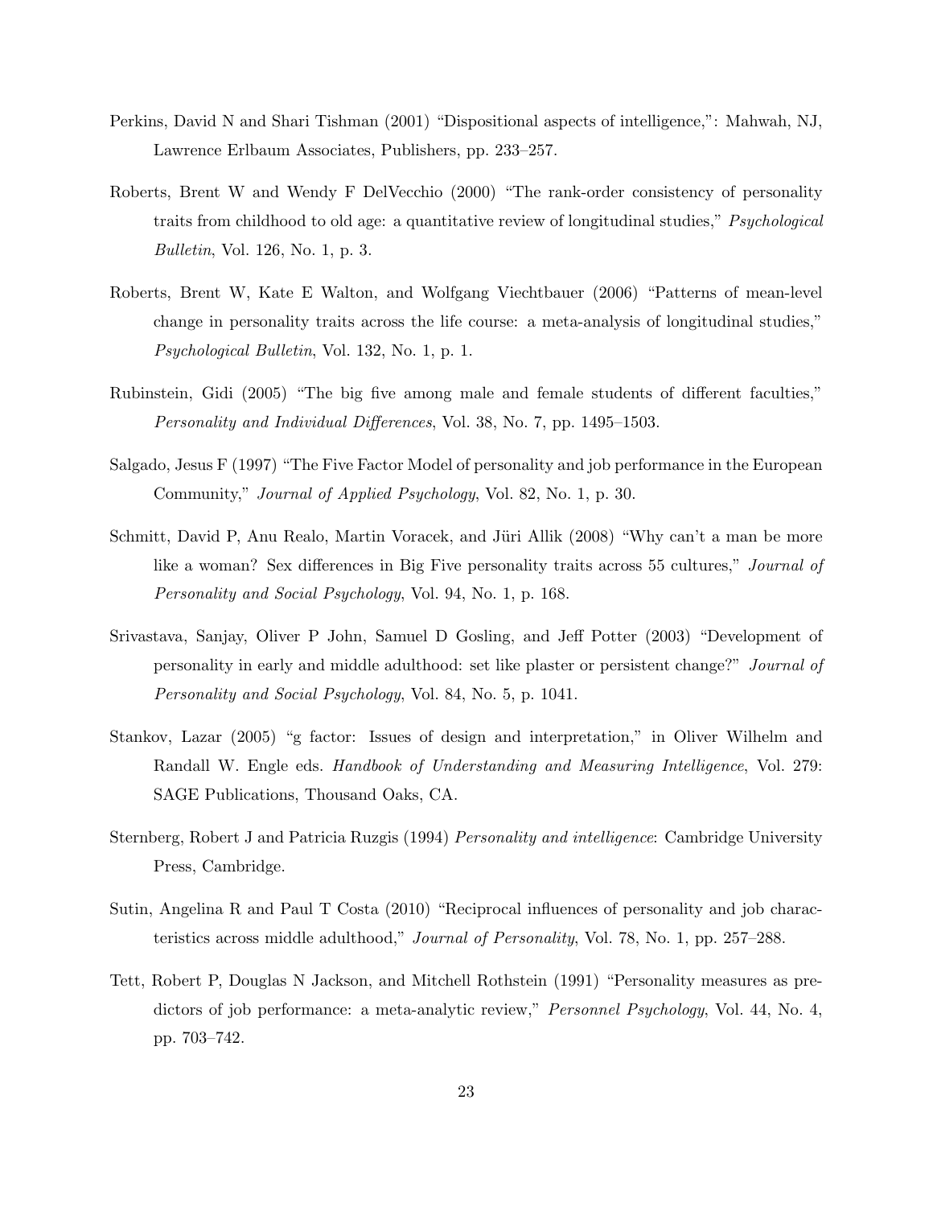Perkins, David N and Shari Tishman (2001) "Dispositional aspects of intelligence,": Mahwah, NJ, Lawrence Erlbaum Associates, Publishers, pp. 233–257.

Roberts, Brent W and Wendy F DelVecchio (2000) "The rank-order consistency of personality traits from childhood to old age: a quantitative review of longitudinal studies," *Psychological Bulletin*, Vol. 126, No. 1, p. 3.

Roberts, Brent W, Kate E Walton, and Wolfgang Viechtbauer (2006) "Patterns of mean-level change in personality traits across the life course: a meta-analysis of longitudinal studies," *Psychological Bulletin*, Vol. 132, No. 1, p. 1.

Rubinstein, Gidi (2005) "The big five among male and female students of different faculties," *Personality and Individual Differences*, Vol. 38, No. 7, pp. 1495–1503.

Salgado, Jesus F (1997) "The Five Factor Model of personality and job performance in the European Community," *Journal of Applied Psychology*, Vol. 82, No. 1, p. 30.

Schmitt, David P, Anu Realo, Martin Voracek, and Jüri Allik (2008) "Why can't a man be more like a woman? Sex differences in Big Five personality traits across 55 cultures," *Journal of Personality and Social Psychology*, Vol. 94, No. 1, p. 168.

Srivastava, Sanjay, Oliver P John, Samuel D Gosling, and Jeff Potter (2003) "Development of personality in early and middle adulthood: set like plaster or persistent change?" *Journal of Personality and Social Psychology*, Vol. 84, No. 5, p. 1041.

Stankov, Lazar (2005) "g factor: Issues of design and interpretation," in Oliver Wilhelm and Randall W. Engle eds. *Handbook of Understanding and Measuring Intelligence*, Vol. 279: SAGE Publications, Thousand Oaks, CA.

Sternberg, Robert J and Patricia Ruzgis (1994) *Personality and intelligence*: Cambridge University Press, Cambridge.

Sutin, Angelina R and Paul T Costa (2010) "Reciprocal influences of personality and job characteristics across middle adulthood," *Journal of Personality*, Vol. 78, No. 1, pp. 257–288.

Tett, Robert P, Douglas N Jackson, and Mitchell Rothstein (1991) "Personality measures as predictors of job performance: a meta-analytic review," *Personnel Psychology*, Vol. 44, No. 4, pp. 703–742.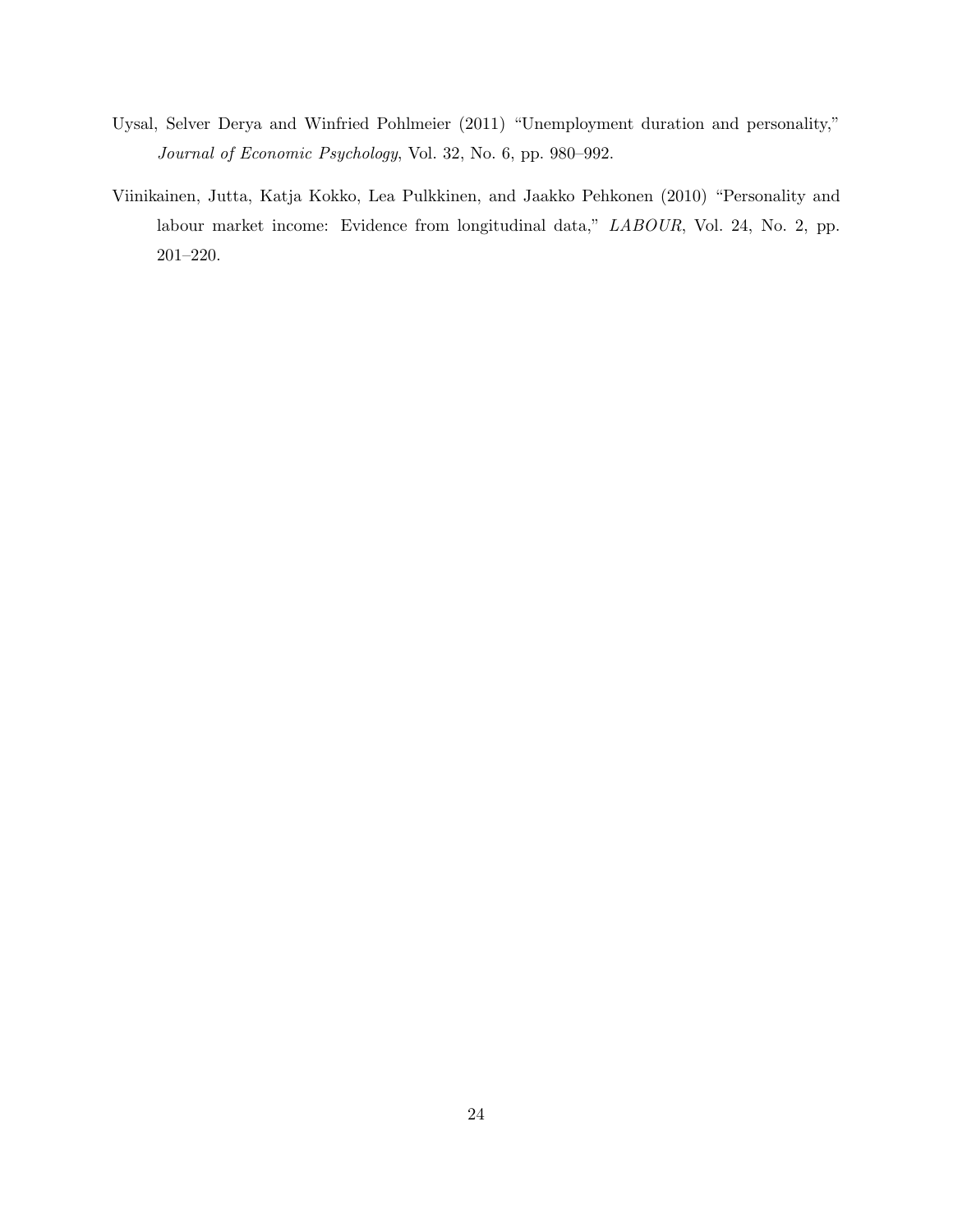Uysal, Selver Derya and Winfried Pohlmeier (2011) "Unemployment duration and personality," *Journal of Economic Psychology*, Vol. 32, No. 6, pp. 980–992.

Viinikainen, Jutta, Katja Kokko, Lea Pulkkinen, and Jaakko Pehkonen (2010) "Personality and labour market income: Evidence from longitudinal data," *LABOUR*, Vol. 24, No. 2, pp. 201–220.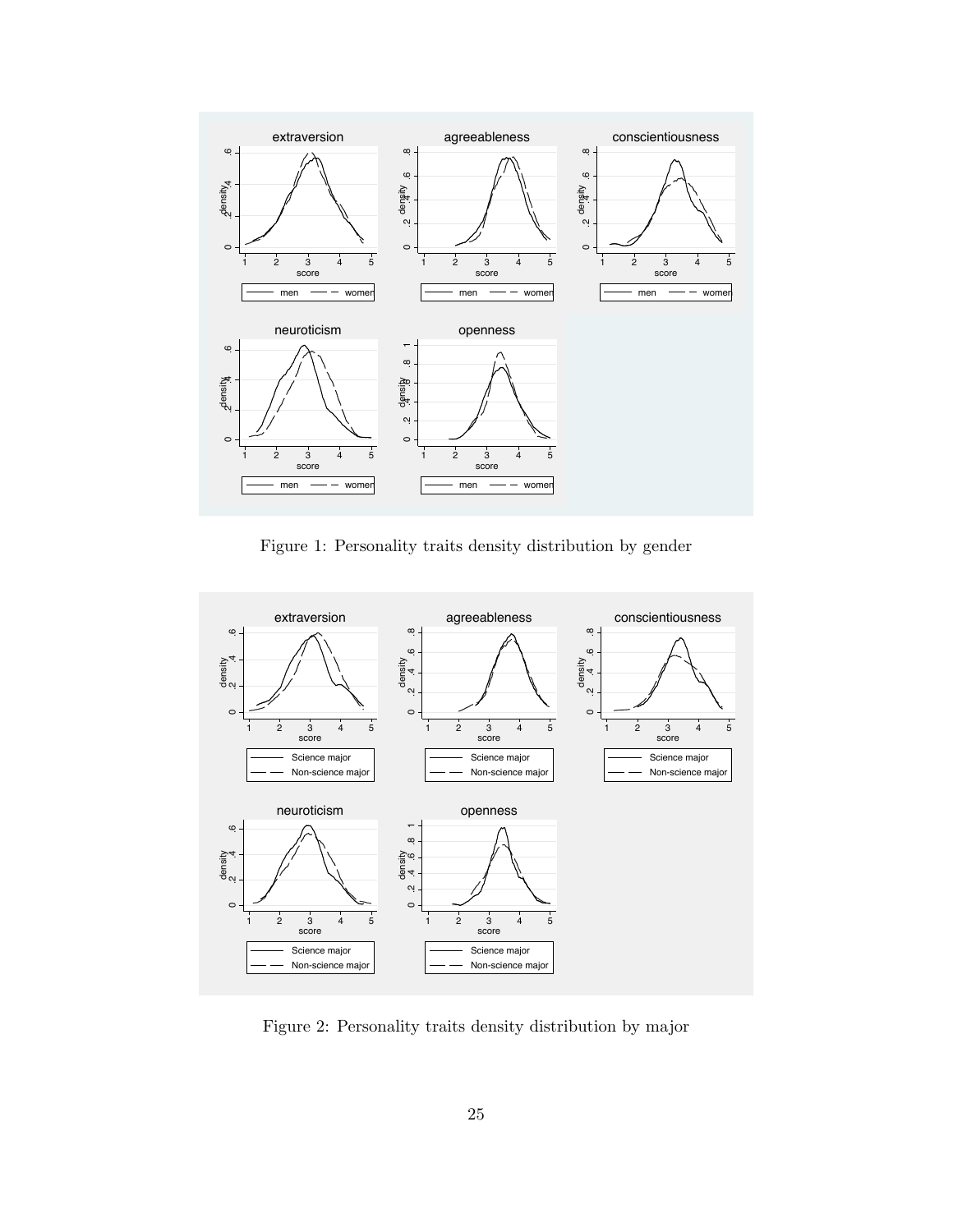Figure 1: Personality traits density distribution by gender

Figure 2: Personality traits density distribution by major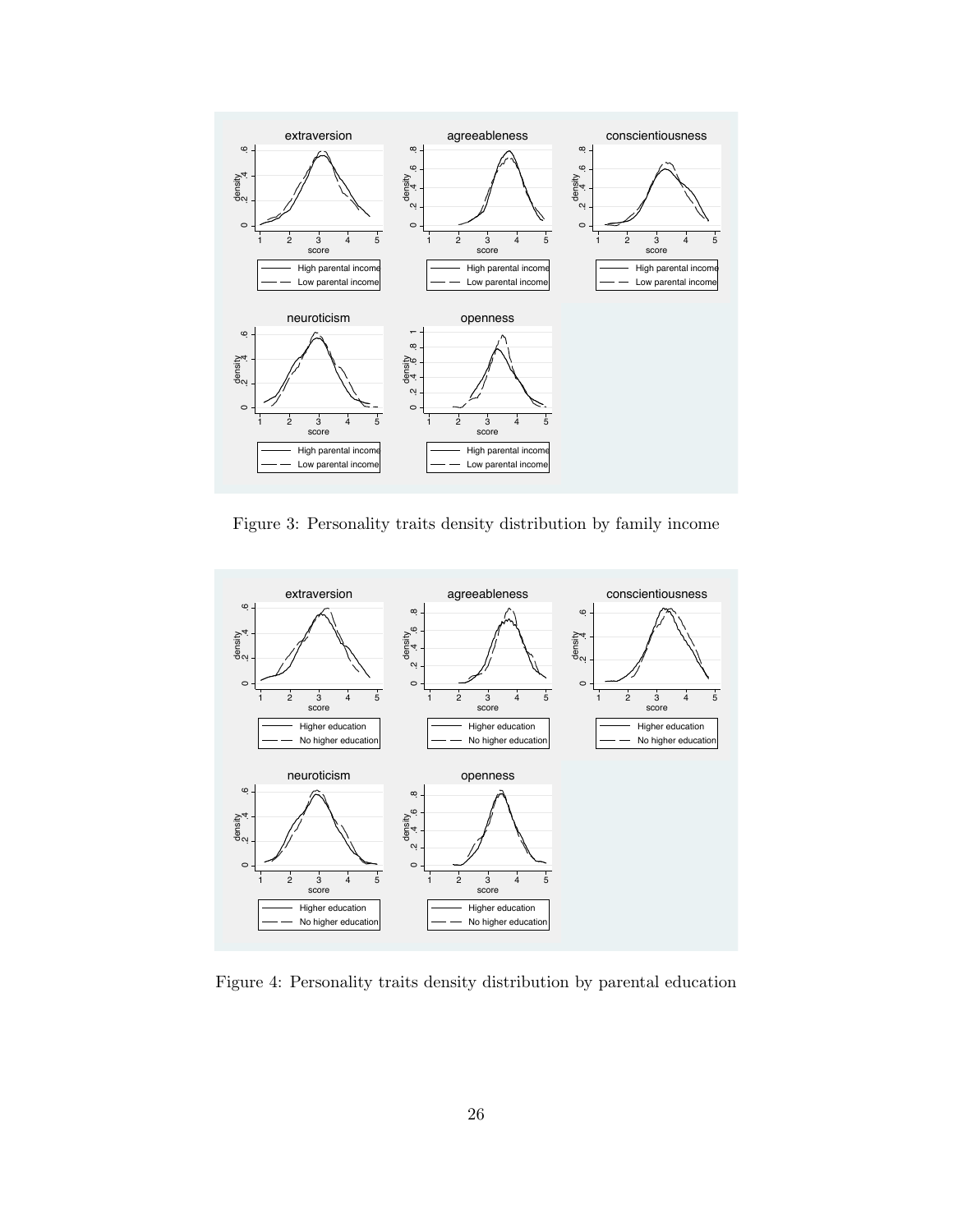Figure 3: Personality traits density distribution by family income

Figure 4: Personality traits density distribution by parental education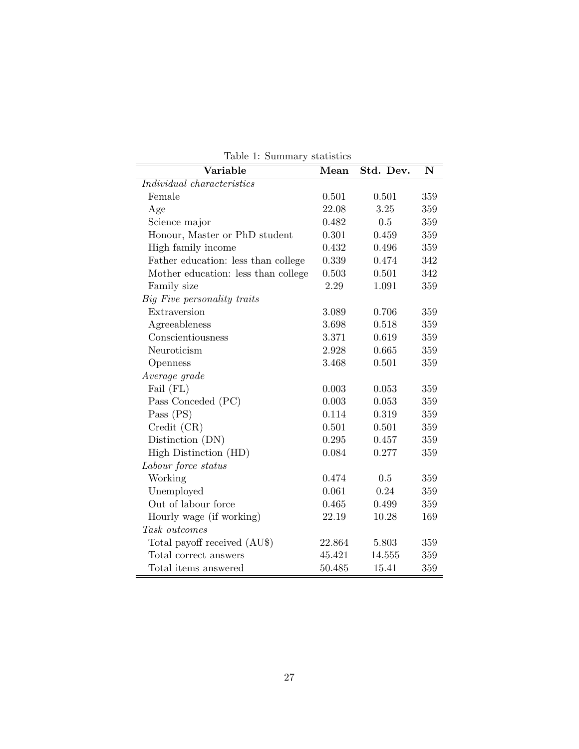Table 1: Summary statistics

| Variable | Mean | Std. Dev. | N |
|---|---|---|---|
| *Individual characteristics* | | | |
| Female | 0.501 | 0.501 | 359 |
| Age | 22.08 | 3.25 | 359 |
| Science major | 0.482 | 0.5 | 359 |
| Honour, Master or PhD student | 0.301 | 0.459 | 359 |
| High family income | 0.432 | 0.496 | 359 |
| Father education: less than college | 0.339 | 0.474 | 342 |
| Mother education: less than college | 0.503 | 0.501 | 342 |
| Family size | 2.29 | 1.091 | 359 |
| *Big Five personality traits* | | | |
| Extraversion | 3.089 | 0.706 | 359 |
| Agreeableness | 3.698 | 0.518 | 359 |
| Conscientiousness | 3.371 | 0.619 | 359 |
| Neuroticism | 2.928 | 0.665 | 359 |
| Openness | 3.468 | 0.501 | 359 |
| *Average grade* | | | |
| Fail (FL) | 0.003 | 0.053 | 359 |
| Pass Conceded (PC) | 0.003 | 0.053 | 359 |
| Pass (PS) | 0.114 | 0.319 | 359 |
| Credit (CR) | 0.501 | 0.501 | 359 |
| Distinction (DN) | 0.295 | 0.457 | 359 |
| High Distinction (HD) | 0.084 | 0.277 | 359 |
| *Labour force status* | | | |
| Working | 0.474 | 0.5 | 359 |
| Unemployed | 0.061 | 0.24 | 359 |
| Out of labour force | 0.465 | 0.499 | 359 |
| Hourly wage (if working) | 22.19 | 10.28 | 169 |
| *Task outcomes* | | | |
| Total payoff received (AU$) | 22.864 | 5.803 | 359 |
| Total correct answers | 45.421 | 14.555 | 359 |
| Total items answered | 50.485 | 15.41 | 359 |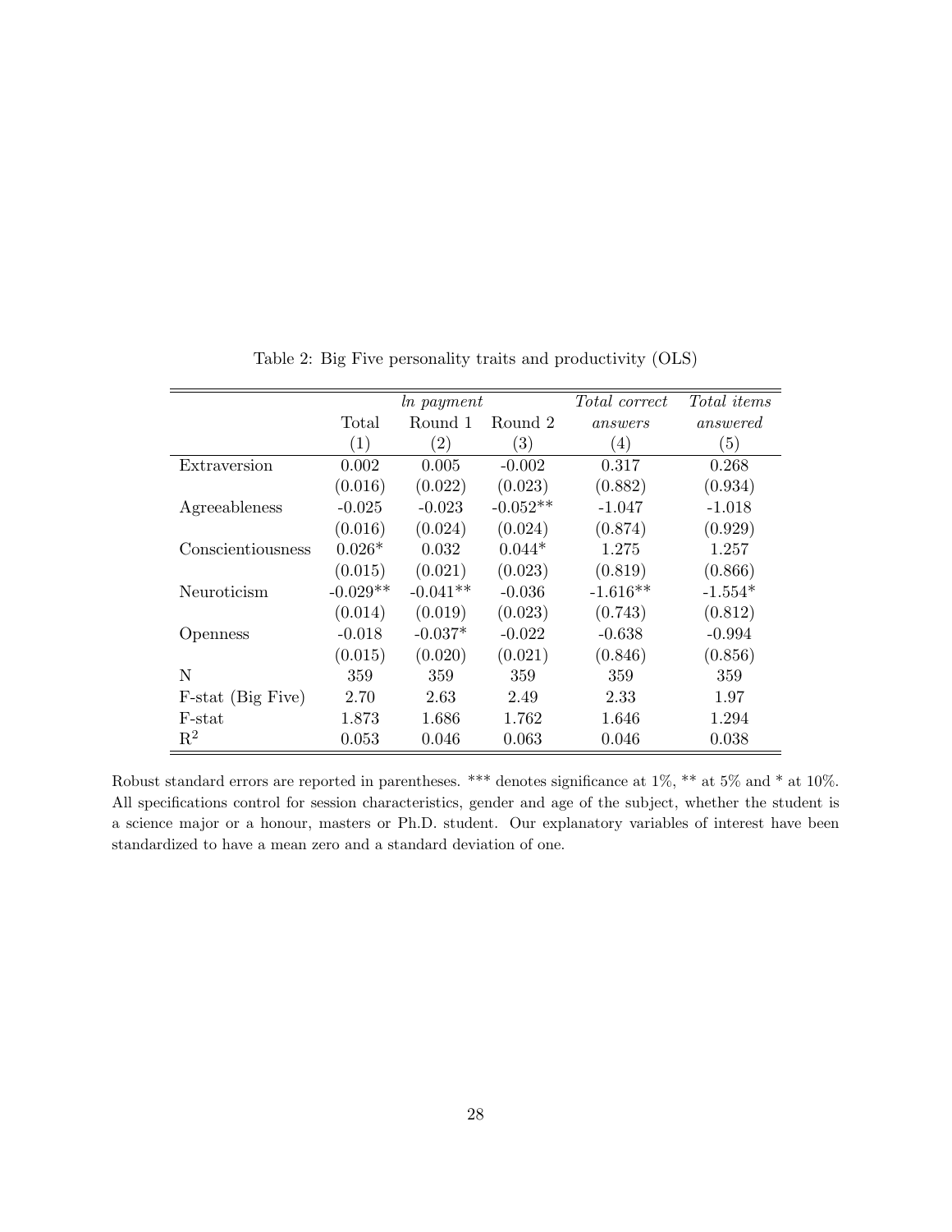Table 2: Big Five personality traits and productivity (OLS)

| | *ln payment* | | | *Total correct answers* | *Total items answered* |
|---|---|---|---|---|---|
| | Total | Round 1 | Round 2 | | |
| | (1) | (2) | (3) | (4) | (5) |
| Extraversion | 0.002 | 0.005 | -0.002 | 0.317 | 0.268 |
| | (0.016) | (0.022) | (0.023) | (0.882) | (0.934) |
| Agreeableness | -0.025 | -0.023 | -0.052** | -1.047 | -1.018 |
| | (0.016) | (0.024) | (0.024) | (0.874) | (0.929) |
| Conscientiousness | 0.026* | 0.032 | 0.044* | 1.275 | 1.257 |
| | (0.015) | (0.021) | (0.023) | (0.819) | (0.866) |
| Neuroticism | -0.029** | -0.041** | -0.036 | -1.616** | -1.554* |
| | (0.014) | (0.019) | (0.023) | (0.743) | (0.812) |
| Openness | -0.018 | -0.037* | -0.022 | -0.638 | -0.994 |
| | (0.015) | (0.020) | (0.021) | (0.846) | (0.856) |
| N | 359 | 359 | 359 | 359 | 359 |
| F-stat (Big Five) | 2.70 | 2.63 | 2.49 | 2.33 | 1.97 |
| F-stat | 1.873 | 1.686 | 1.762 | 1.646 | 1.294 |
| $R^2$ | 0.053 | 0.046 | 0.063 | 0.046 | 0.038 |

Robust standard errors are reported in parentheses. *** denotes significance at 1%, ** at 5% and * at 10%. All specifications control for session characteristics, gender and age of the subject, whether the student is a science major or a honour, masters or Ph.D. student. Our explanatory variables of interest have been standardized to have a mean zero and a standard deviation of one.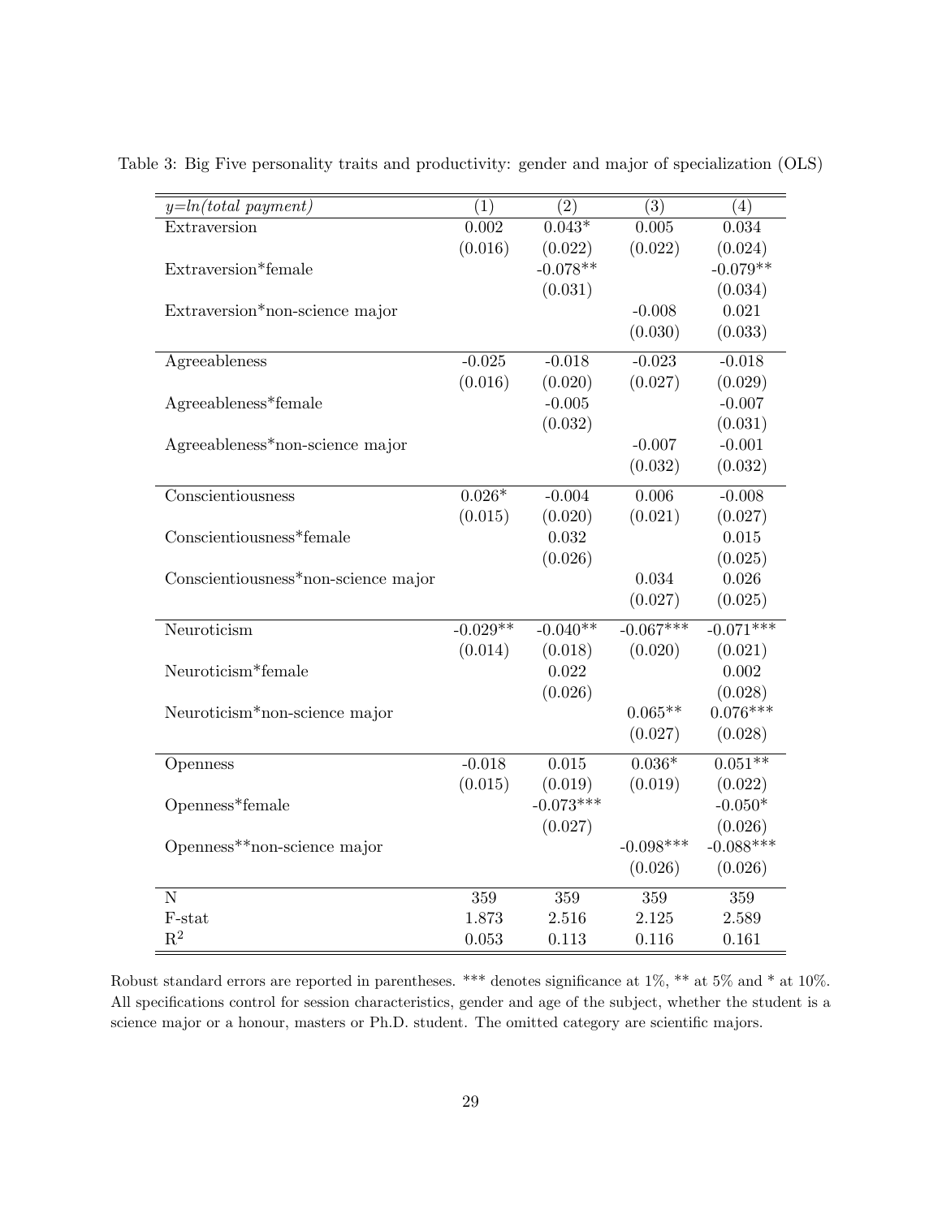Table 3: Big Five personality traits and productivity: gender and major of specialization (OLS)

| *y=ln(total payment)* | (1) | (2) | (3) | (4) |
|---|---|---|---|---|
| Extraversion | 0.002 | 0.043* | 0.005 | 0.034 |
| | (0.016) | (0.022) | (0.022) | (0.024) |
| Extraversion*female | | -0.078** | | -0.079** |
| | | (0.031) | | (0.034) |
| Extraversion*non-science major | | | -0.008 | 0.021 |
| | | | (0.030) | (0.033) |
| Agreeableness | -0.025 | -0.018 | -0.023 | -0.018 |
| | (0.016) | (0.020) | (0.027) | (0.029) |
| Agreeableness*female | | -0.005 | | -0.007 |
| | | (0.032) | | (0.031) |
| Agreeableness*non-science major | | | -0.007 | -0.001 |
| | | | (0.032) | (0.032) |
| Conscientiousness | 0.026* | -0.004 | 0.006 | -0.008 |
| | (0.015) | (0.020) | (0.021) | (0.027) |
| Conscientiousness*female | | 0.032 | | 0.015 |
| | | (0.026) | | (0.025) |
| Conscientiousness*non-science major | | | 0.034 | 0.026 |
| | | | (0.027) | (0.025) |
| Neuroticism | -0.029** | -0.040** | -0.067*** | -0.071*** |
| | (0.014) | (0.018) | (0.020) | (0.021) |
| Neuroticism*female | | 0.022 | | 0.002 |
| | | (0.026) | | (0.028) |
| Neuroticism*non-science major | | | 0.065** | 0.076*** |
| | | | (0.027) | (0.028) |
| Openness | -0.018 | 0.015 | 0.036* | 0.051** |
| | (0.015) | (0.019) | (0.019) | (0.022) |
| Openness*female | | -0.073*** | | -0.050* |
| | | (0.027) | | (0.026) |
| Openness**non-science major | | | -0.098*** | -0.088*** |
| | | | (0.026) | (0.026) |
| N | 359 | 359 | 359 | 359 |
| F-stat | 1.873 | 2.516 | 2.125 | 2.589 |
| $R^2$ | 0.053 | 0.113 | 0.116 | 0.161 |

Robust standard errors are reported in parentheses. *** denotes significance at 1%, ** at 5% and * at 10%. All specifications control for session characteristics, gender and age of the subject, whether the student is a science major or a honour, masters or Ph.D. student. The omitted category are scientific majors.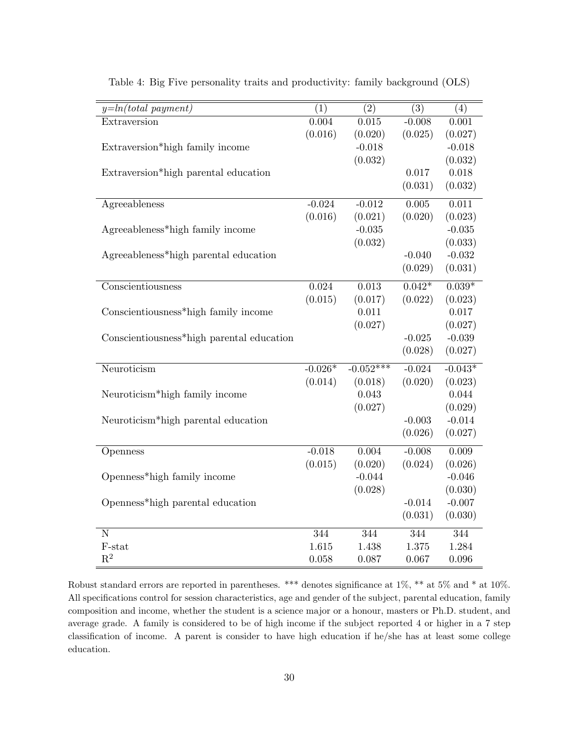Table 4: Big Five personality traits and productivity: family background (OLS)

| *y=ln(total payment)* | (1) | (2) | (3) | (4) |
|---|---|---|---|---|
| Extraversion | 0.004 | 0.015 | -0.008 | 0.001 |
| | (0.016) | (0.020) | (0.025) | (0.027) |
| Extraversion*high family income | | -0.018 | | -0.018 |
| | | (0.032) | | (0.032) |
| Extraversion*high parental education | | | 0.017 | 0.018 |
| | | | (0.031) | (0.032) |
| Agreeableness | -0.024 | -0.012 | 0.005 | 0.011 |
| | (0.016) | (0.021) | (0.020) | (0.023) |
| Agreeableness*high family income | | -0.035 | | -0.035 |
| | | (0.032) | | (0.033) |
| Agreeableness*high parental education | | | -0.040 | -0.032 |
| | | | (0.029) | (0.031) |
| Conscientiousness | 0.024 | 0.013 | 0.042* | 0.039* |
| | (0.015) | (0.017) | (0.022) | (0.023) |
| Conscientiousness*high family income | | 0.011 | | 0.017 |
| | | (0.027) | | (0.027) |
| Conscientiousness*high parental education | | | -0.025 | -0.039 |
| | | | (0.028) | (0.027) |
| Neuroticism | -0.026* | -0.052*** | -0.024 | -0.043* |
| | (0.014) | (0.018) | (0.020) | (0.023) |
| Neuroticism*high family income | | 0.043 | | 0.044 |
| | | (0.027) | | (0.029) |
| Neuroticism*high parental education | | | -0.003 | -0.014 |
| | | | (0.026) | (0.027) |
| Openness | -0.018 | 0.004 | -0.008 | 0.009 |
| | (0.015) | (0.020) | (0.024) | (0.026) |
| Openness*high family income | | -0.044 | | -0.046 |
| | | (0.028) | | (0.030) |
| Openness*high parental education | | | -0.014 | -0.007 |
| | | | (0.031) | (0.030) |
| N | 344 | 344 | 344 | 344 |
| F-stat | 1.615 | 1.438 | 1.375 | 1.284 |
| $R^2$ | 0.058 | 0.087 | 0.067 | 0.096 |

Robust standard errors are reported in parentheses. *** denotes significance at 1%, ** at 5% and * at 10%. All specifications control for session characteristics, age and gender of the subject, parental education, family composition and income, whether the student is a science major or a honour, masters or Ph.D. student, and average grade. A family is considered to be of high income if the subject reported 4 or higher in a 7 step classification of income. A parent is consider to have high education if he/she has at least some college education.